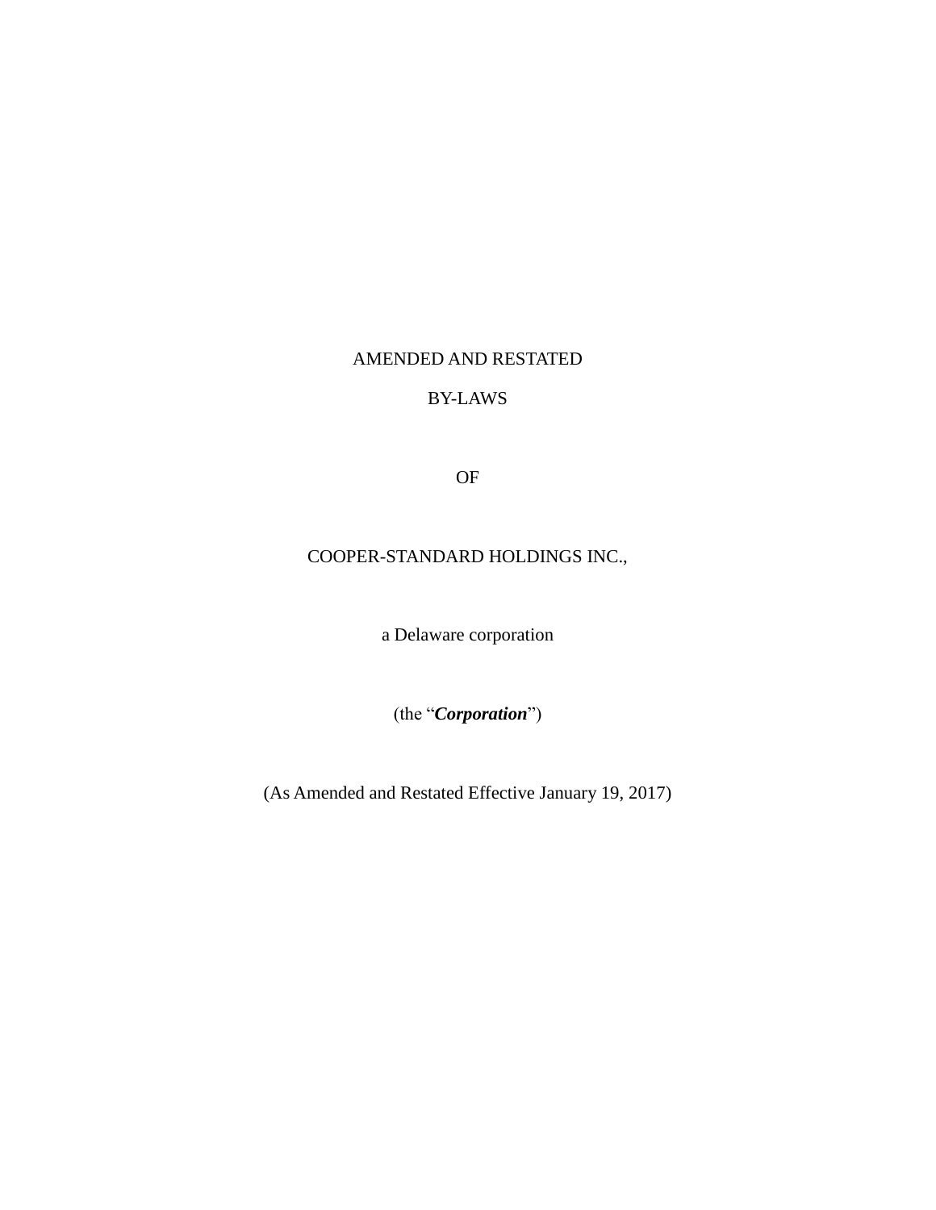# AMENDED AND RESTATED

# BY-LAWS

# OF

# COOPER-STANDARD HOLDINGS INC.,

a Delaware corporation

(the "***Corporation***")

(As Amended and Restated Effective January 19, 2017)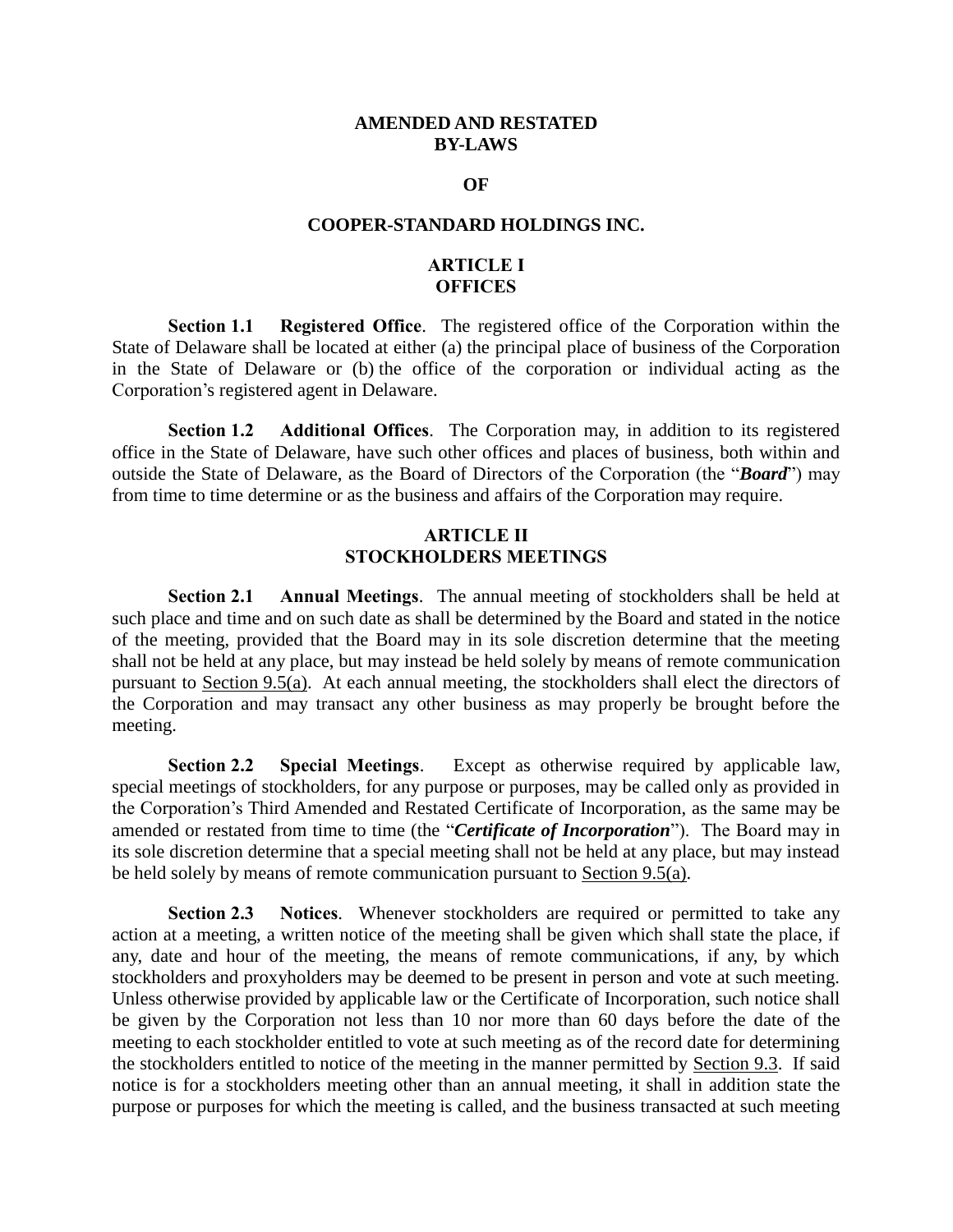**AMENDED AND RESTATED**
**BY-LAWS**

**OF**

**COOPER-STANDARD HOLDINGS INC.**

## ARTICLE I
## OFFICES

**Section 1.1 Registered Office**. The registered office of the Corporation within the State of Delaware shall be located at either (a) the principal place of business of the Corporation in the State of Delaware or (b) the office of the corporation or individual acting as the Corporation's registered agent in Delaware.

**Section 1.2 Additional Offices**. The Corporation may, in addition to its registered office in the State of Delaware, have such other offices and places of business, both within and outside the State of Delaware, as the Board of Directors of the Corporation (the "***Board***") may from time to time determine or as the business and affairs of the Corporation may require.

## ARTICLE II
## STOCKHOLDERS MEETINGS

**Section 2.1 Annual Meetings**. The annual meeting of stockholders shall be held at such place and time and on such date as shall be determined by the Board and stated in the notice of the meeting, provided that the Board may in its sole discretion determine that the meeting shall not be held at any place, but may instead be held solely by means of remote communication pursuant to Section 9.5(a). At each annual meeting, the stockholders shall elect the directors of the Corporation and may transact any other business as may properly be brought before the meeting.

**Section 2.2 Special Meetings**. Except as otherwise required by applicable law, special meetings of stockholders, for any purpose or purposes, may be called only as provided in the Corporation's Third Amended and Restated Certificate of Incorporation, as the same may be amended or restated from time to time (the "***Certificate of Incorporation***"). The Board may in its sole discretion determine that a special meeting shall not be held at any place, but may instead be held solely by means of remote communication pursuant to Section 9.5(a).

**Section 2.3 Notices**. Whenever stockholders are required or permitted to take any action at a meeting, a written notice of the meeting shall be given which shall state the place, if any, date and hour of the meeting, the means of remote communications, if any, by which stockholders and proxyholders may be deemed to be present in person and vote at such meeting. Unless otherwise provided by applicable law or the Certificate of Incorporation, such notice shall be given by the Corporation not less than 10 nor more than 60 days before the date of the meeting to each stockholder entitled to vote at such meeting as of the record date for determining the stockholders entitled to notice of the meeting in the manner permitted by Section 9.3. If said notice is for a stockholders meeting other than an annual meeting, it shall in addition state the purpose or purposes for which the meeting is called, and the business transacted at such meeting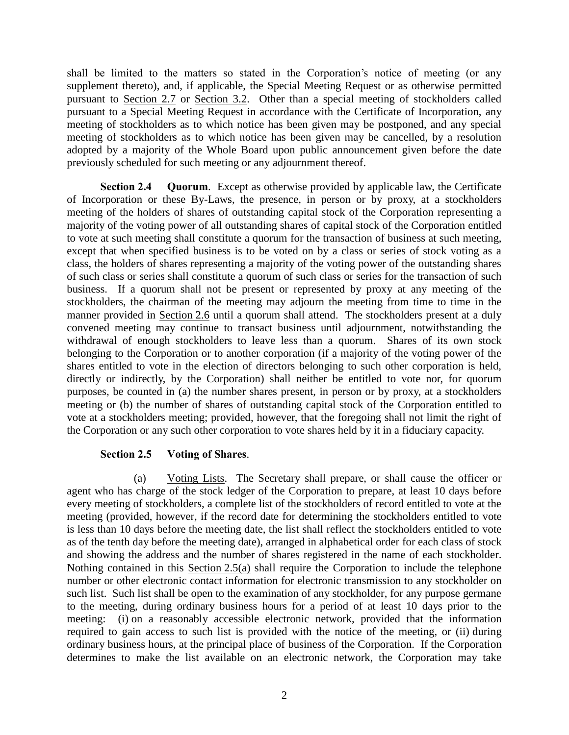shall be limited to the matters so stated in the Corporation's notice of meeting (or any supplement thereto), and, if applicable, the Special Meeting Request or as otherwise permitted pursuant to Section 2.7 or Section 3.2. Other than a special meeting of stockholders called pursuant to a Special Meeting Request in accordance with the Certificate of Incorporation, any meeting of stockholders as to which notice has been given may be postponed, and any special meeting of stockholders as to which notice has been given may be cancelled, by a resolution adopted by a majority of the Whole Board upon public announcement given before the date previously scheduled for such meeting or any adjournment thereof.

**Section 2.4 Quorum**. Except as otherwise provided by applicable law, the Certificate of Incorporation or these By-Laws, the presence, in person or by proxy, at a stockholders meeting of the holders of shares of outstanding capital stock of the Corporation representing a majority of the voting power of all outstanding shares of capital stock of the Corporation entitled to vote at such meeting shall constitute a quorum for the transaction of business at such meeting, except that when specified business is to be voted on by a class or series of stock voting as a class, the holders of shares representing a majority of the voting power of the outstanding shares of such class or series shall constitute a quorum of such class or series for the transaction of such business. If a quorum shall not be present or represented by proxy at any meeting of the stockholders, the chairman of the meeting may adjourn the meeting from time to time in the manner provided in Section 2.6 until a quorum shall attend. The stockholders present at a duly convened meeting may continue to transact business until adjournment, notwithstanding the withdrawal of enough stockholders to leave less than a quorum. Shares of its own stock belonging to the Corporation or to another corporation (if a majority of the voting power of the shares entitled to vote in the election of directors belonging to such other corporation is held, directly or indirectly, by the Corporation) shall neither be entitled to vote nor, for quorum purposes, be counted in (a) the number shares present, in person or by proxy, at a stockholders meeting or (b) the number of shares of outstanding capital stock of the Corporation entitled to vote at a stockholders meeting; provided, however, that the foregoing shall not limit the right of the Corporation or any such other corporation to vote shares held by it in a fiduciary capacity.

**Section 2.5 Voting of Shares**.

(a) Voting Lists. The Secretary shall prepare, or shall cause the officer or agent who has charge of the stock ledger of the Corporation to prepare, at least 10 days before every meeting of stockholders, a complete list of the stockholders of record entitled to vote at the meeting (provided, however, if the record date for determining the stockholders entitled to vote is less than 10 days before the meeting date, the list shall reflect the stockholders entitled to vote as of the tenth day before the meeting date), arranged in alphabetical order for each class of stock and showing the address and the number of shares registered in the name of each stockholder. Nothing contained in this Section 2.5(a) shall require the Corporation to include the telephone number or other electronic contact information for electronic transmission to any stockholder on such list. Such list shall be open to the examination of any stockholder, for any purpose germane to the meeting, during ordinary business hours for a period of at least 10 days prior to the meeting: (i) on a reasonably accessible electronic network, provided that the information required to gain access to such list is provided with the notice of the meeting, or (ii) during ordinary business hours, at the principal place of business of the Corporation. If the Corporation determines to make the list available on an electronic network, the Corporation may take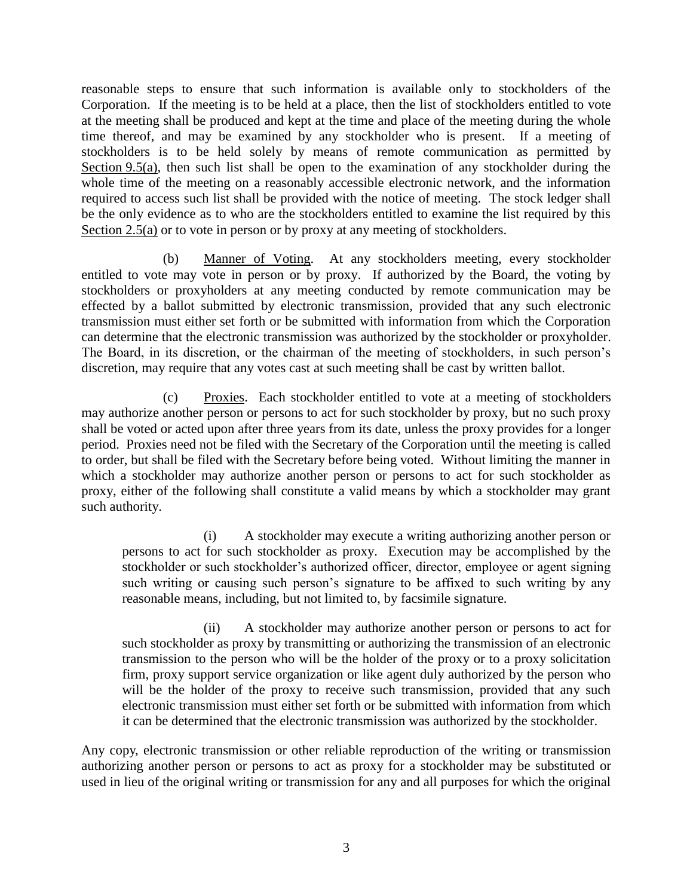reasonable steps to ensure that such information is available only to stockholders of the Corporation. If the meeting is to be held at a place, then the list of stockholders entitled to vote at the meeting shall be produced and kept at the time and place of the meeting during the whole time thereof, and may be examined by any stockholder who is present. If a meeting of stockholders is to be held solely by means of remote communication as permitted by Section 9.5(a), then such list shall be open to the examination of any stockholder during the whole time of the meeting on a reasonably accessible electronic network, and the information required to access such list shall be provided with the notice of meeting. The stock ledger shall be the only evidence as to who are the stockholders entitled to examine the list required by this Section 2.5(a) or to vote in person or by proxy at any meeting of stockholders.

(b) Manner of Voting. At any stockholders meeting, every stockholder entitled to vote may vote in person or by proxy. If authorized by the Board, the voting by stockholders or proxyholders at any meeting conducted by remote communication may be effected by a ballot submitted by electronic transmission, provided that any such electronic transmission must either set forth or be submitted with information from which the Corporation can determine that the electronic transmission was authorized by the stockholder or proxyholder. The Board, in its discretion, or the chairman of the meeting of stockholders, in such person's discretion, may require that any votes cast at such meeting shall be cast by written ballot.

(c) Proxies. Each stockholder entitled to vote at a meeting of stockholders may authorize another person or persons to act for such stockholder by proxy, but no such proxy shall be voted or acted upon after three years from its date, unless the proxy provides for a longer period. Proxies need not be filed with the Secretary of the Corporation until the meeting is called to order, but shall be filed with the Secretary before being voted. Without limiting the manner in which a stockholder may authorize another person or persons to act for such stockholder as proxy, either of the following shall constitute a valid means by which a stockholder may grant such authority.

(i) A stockholder may execute a writing authorizing another person or persons to act for such stockholder as proxy. Execution may be accomplished by the stockholder or such stockholder's authorized officer, director, employee or agent signing such writing or causing such person's signature to be affixed to such writing by any reasonable means, including, but not limited to, by facsimile signature.

(ii) A stockholder may authorize another person or persons to act for such stockholder as proxy by transmitting or authorizing the transmission of an electronic transmission to the person who will be the holder of the proxy or to a proxy solicitation firm, proxy support service organization or like agent duly authorized by the person who will be the holder of the proxy to receive such transmission, provided that any such electronic transmission must either set forth or be submitted with information from which it can be determined that the electronic transmission was authorized by the stockholder.

Any copy, electronic transmission or other reliable reproduction of the writing or transmission authorizing another person or persons to act as proxy for a stockholder may be substituted or used in lieu of the original writing or transmission for any and all purposes for which the original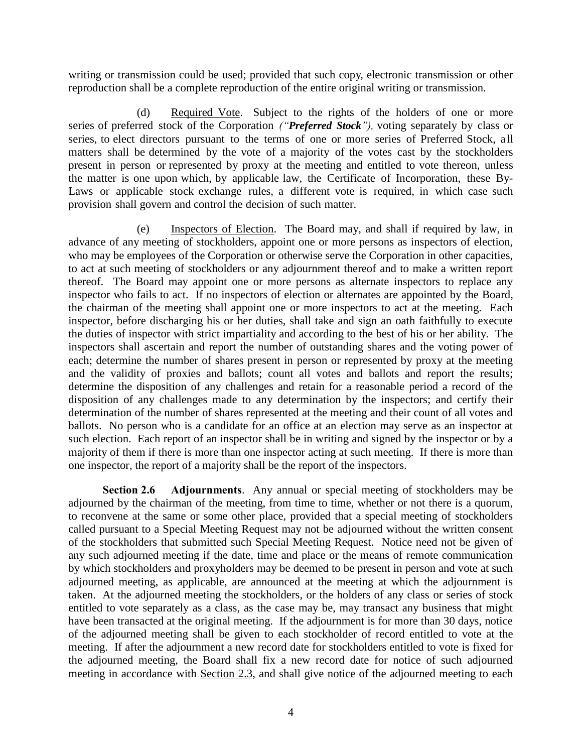writing or transmission could be used; provided that such copy, electronic transmission or other reproduction shall be a complete reproduction of the entire original writing or transmission.

(d) Required Vote. Subject to the rights of the holders of one or more series of preferred stock of the Corporation *("**Preferred Stock**"),* voting separately by class or series, to elect directors pursuant to the terms of one or more series of Preferred Stock, all matters shall be determined by the vote of a majority of the votes cast by the stockholders present in person or represented by proxy at the meeting and entitled to vote thereon, unless the matter is one upon which, by applicable law, the Certificate of Incorporation, these By-Laws or applicable stock exchange rules, a different vote is required, in which case such provision shall govern and control the decision of such matter.

(e) Inspectors of Election. The Board may, and shall if required by law, in advance of any meeting of stockholders, appoint one or more persons as inspectors of election, who may be employees of the Corporation or otherwise serve the Corporation in other capacities, to act at such meeting of stockholders or any adjournment thereof and to make a written report thereof. The Board may appoint one or more persons as alternate inspectors to replace any inspector who fails to act. If no inspectors of election or alternates are appointed by the Board, the chairman of the meeting shall appoint one or more inspectors to act at the meeting. Each inspector, before discharging his or her duties, shall take and sign an oath faithfully to execute the duties of inspector with strict impartiality and according to the best of his or her ability. The inspectors shall ascertain and report the number of outstanding shares and the voting power of each; determine the number of shares present in person or represented by proxy at the meeting and the validity of proxies and ballots; count all votes and ballots and report the results; determine the disposition of any challenges and retain for a reasonable period a record of the disposition of any challenges made to any determination by the inspectors; and certify their determination of the number of shares represented at the meeting and their count of all votes and ballots. No person who is a candidate for an office at an election may serve as an inspector at such election. Each report of an inspector shall be in writing and signed by the inspector or by a majority of them if there is more than one inspector acting at such meeting. If there is more than one inspector, the report of a majority shall be the report of the inspectors.

**Section 2.6 Adjournments**. Any annual or special meeting of stockholders may be adjourned by the chairman of the meeting, from time to time, whether or not there is a quorum, to reconvene at the same or some other place, provided that a special meeting of stockholders called pursuant to a Special Meeting Request may not be adjourned without the written consent of the stockholders that submitted such Special Meeting Request. Notice need not be given of any such adjourned meeting if the date, time and place or the means of remote communication by which stockholders and proxyholders may be deemed to be present in person and vote at such adjourned meeting, as applicable, are announced at the meeting at which the adjournment is taken. At the adjourned meeting the stockholders, or the holders of any class or series of stock entitled to vote separately as a class, as the case may be, may transact any business that might have been transacted at the original meeting. If the adjournment is for more than 30 days, notice of the adjourned meeting shall be given to each stockholder of record entitled to vote at the meeting. If after the adjournment a new record date for stockholders entitled to vote is fixed for the adjourned meeting, the Board shall fix a new record date for notice of such adjourned meeting in accordance with Section 2.3, and shall give notice of the adjourned meeting to each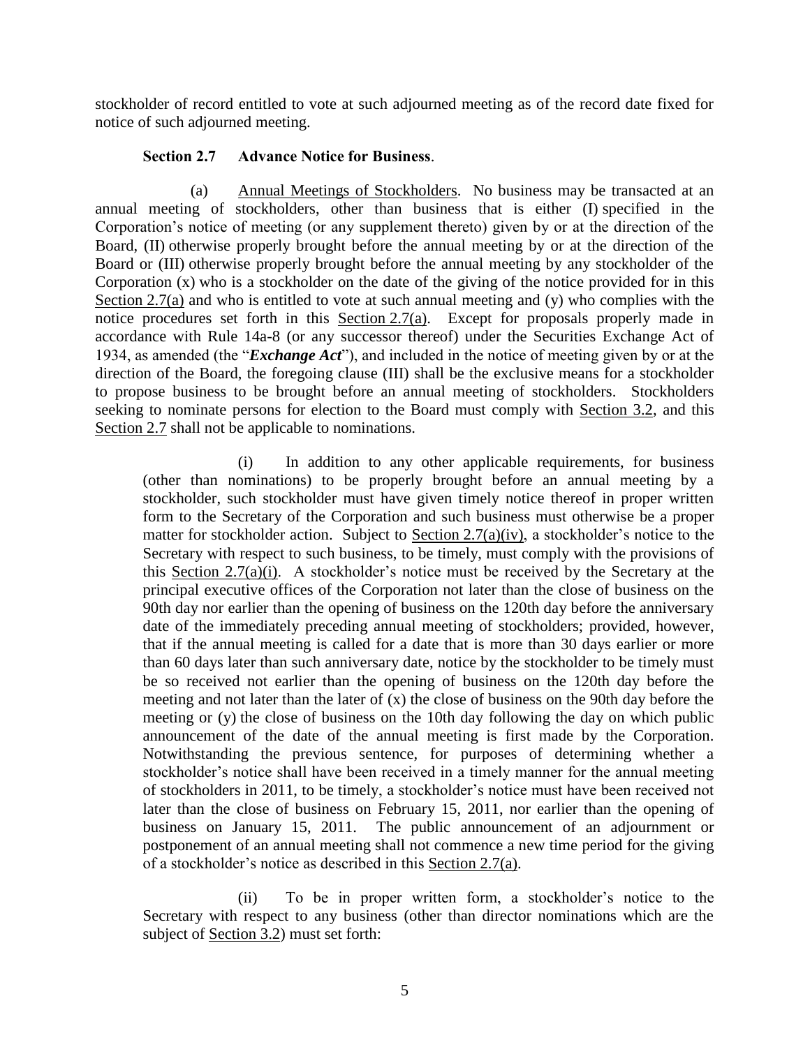stockholder of record entitled to vote at such adjourned meeting as of the record date fixed for notice of such adjourned meeting.

**Section 2.7 Advance Notice for Business**.

(a) Annual Meetings of Stockholders. No business may be transacted at an annual meeting of stockholders, other than business that is either (I) specified in the Corporation's notice of meeting (or any supplement thereto) given by or at the direction of the Board, (II) otherwise properly brought before the annual meeting by or at the direction of the Board or (III) otherwise properly brought before the annual meeting by any stockholder of the Corporation (x) who is a stockholder on the date of the giving of the notice provided for in this Section 2.7(a) and who is entitled to vote at such annual meeting and (y) who complies with the notice procedures set forth in this Section 2.7(a). Except for proposals properly made in accordance with Rule 14a-8 (or any successor thereof) under the Securities Exchange Act of 1934, as amended (the "***Exchange Act***"), and included in the notice of meeting given by or at the direction of the Board, the foregoing clause (III) shall be the exclusive means for a stockholder to propose business to be brought before an annual meeting of stockholders. Stockholders seeking to nominate persons for election to the Board must comply with Section 3.2, and this Section 2.7 shall not be applicable to nominations.

(i) In addition to any other applicable requirements, for business (other than nominations) to be properly brought before an annual meeting by a stockholder, such stockholder must have given timely notice thereof in proper written form to the Secretary of the Corporation and such business must otherwise be a proper matter for stockholder action. Subject to Section 2.7(a)(iv), a stockholder's notice to the Secretary with respect to such business, to be timely, must comply with the provisions of this Section 2.7(a)(i). A stockholder's notice must be received by the Secretary at the principal executive offices of the Corporation not later than the close of business on the 90th day nor earlier than the opening of business on the 120th day before the anniversary date of the immediately preceding annual meeting of stockholders; provided, however, that if the annual meeting is called for a date that is more than 30 days earlier or more than 60 days later than such anniversary date, notice by the stockholder to be timely must be so received not earlier than the opening of business on the 120th day before the meeting and not later than the later of (x) the close of business on the 90th day before the meeting or (y) the close of business on the 10th day following the day on which public announcement of the date of the annual meeting is first made by the Corporation. Notwithstanding the previous sentence, for purposes of determining whether a stockholder's notice shall have been received in a timely manner for the annual meeting of stockholders in 2011, to be timely, a stockholder's notice must have been received not later than the close of business on February 15, 2011, nor earlier than the opening of business on January 15, 2011. The public announcement of an adjournment or postponement of an annual meeting shall not commence a new time period for the giving of a stockholder's notice as described in this Section 2.7(a).

(ii) To be in proper written form, a stockholder's notice to the Secretary with respect to any business (other than director nominations which are the subject of Section 3.2) must set forth: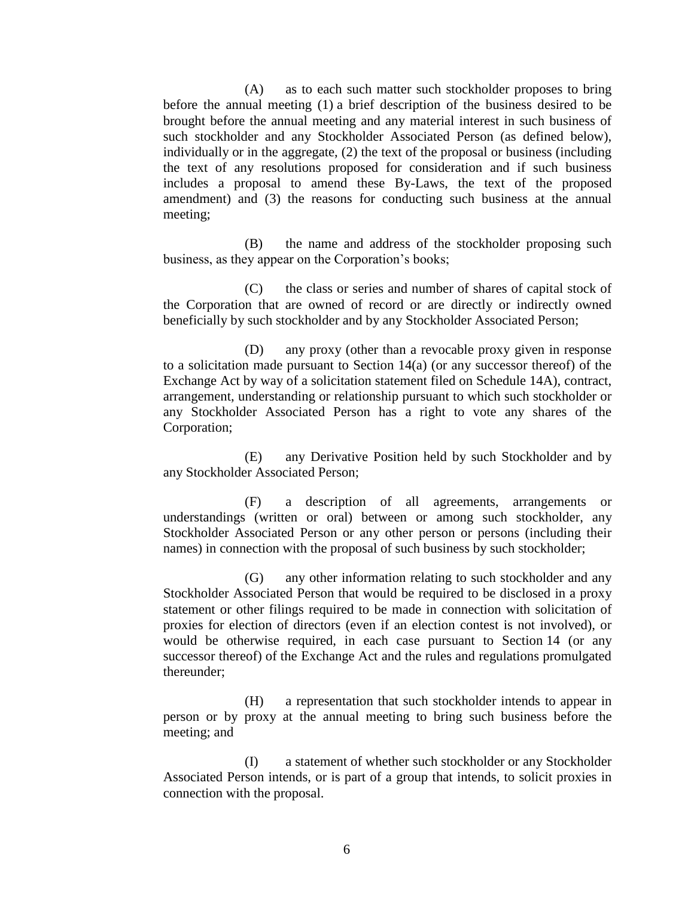(A) as to each such matter such stockholder proposes to bring before the annual meeting (1) a brief description of the business desired to be brought before the annual meeting and any material interest in such business of such stockholder and any Stockholder Associated Person (as defined below), individually or in the aggregate, (2) the text of the proposal or business (including the text of any resolutions proposed for consideration and if such business includes a proposal to amend these By-Laws, the text of the proposed amendment) and (3) the reasons for conducting such business at the annual meeting;

(B) the name and address of the stockholder proposing such business, as they appear on the Corporation's books;

(C) the class or series and number of shares of capital stock of the Corporation that are owned of record or are directly or indirectly owned beneficially by such stockholder and by any Stockholder Associated Person;

(D) any proxy (other than a revocable proxy given in response to a solicitation made pursuant to Section 14(a) (or any successor thereof) of the Exchange Act by way of a solicitation statement filed on Schedule 14A), contract, arrangement, understanding or relationship pursuant to which such stockholder or any Stockholder Associated Person has a right to vote any shares of the Corporation;

(E) any Derivative Position held by such Stockholder and by any Stockholder Associated Person;

(F) a description of all agreements, arrangements or understandings (written or oral) between or among such stockholder, any Stockholder Associated Person or any other person or persons (including their names) in connection with the proposal of such business by such stockholder;

(G) any other information relating to such stockholder and any Stockholder Associated Person that would be required to be disclosed in a proxy statement or other filings required to be made in connection with solicitation of proxies for election of directors (even if an election contest is not involved), or would be otherwise required, in each case pursuant to Section 14 (or any successor thereof) of the Exchange Act and the rules and regulations promulgated thereunder;

(H) a representation that such stockholder intends to appear in person or by proxy at the annual meeting to bring such business before the meeting; and

(I) a statement of whether such stockholder or any Stockholder Associated Person intends, or is part of a group that intends, to solicit proxies in connection with the proposal.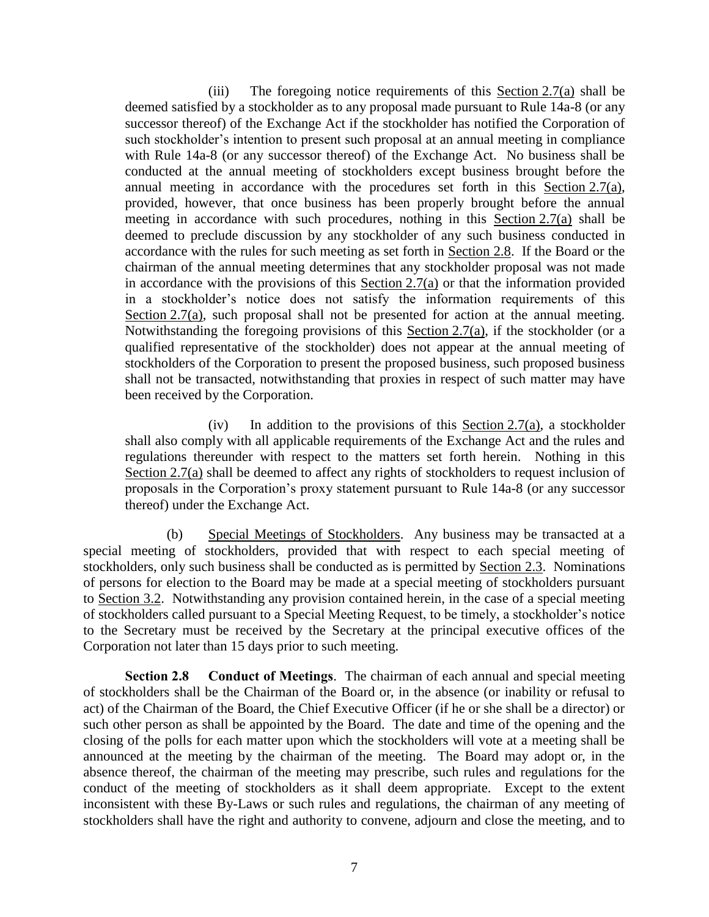(iii) The foregoing notice requirements of this Section 2.7(a) shall be deemed satisfied by a stockholder as to any proposal made pursuant to Rule 14a-8 (or any successor thereof) of the Exchange Act if the stockholder has notified the Corporation of such stockholder's intention to present such proposal at an annual meeting in compliance with Rule 14a-8 (or any successor thereof) of the Exchange Act. No business shall be conducted at the annual meeting of stockholders except business brought before the annual meeting in accordance with the procedures set forth in this Section 2.7(a), provided, however, that once business has been properly brought before the annual meeting in accordance with such procedures, nothing in this Section 2.7(a) shall be deemed to preclude discussion by any stockholder of any such business conducted in accordance with the rules for such meeting as set forth in Section 2.8. If the Board or the chairman of the annual meeting determines that any stockholder proposal was not made in accordance with the provisions of this Section 2.7(a) or that the information provided in a stockholder's notice does not satisfy the information requirements of this Section 2.7(a), such proposal shall not be presented for action at the annual meeting. Notwithstanding the foregoing provisions of this Section 2.7(a), if the stockholder (or a qualified representative of the stockholder) does not appear at the annual meeting of stockholders of the Corporation to present the proposed business, such proposed business shall not be transacted, notwithstanding that proxies in respect of such matter may have been received by the Corporation.

(iv) In addition to the provisions of this Section 2.7(a), a stockholder shall also comply with all applicable requirements of the Exchange Act and the rules and regulations thereunder with respect to the matters set forth herein. Nothing in this Section 2.7(a) shall be deemed to affect any rights of stockholders to request inclusion of proposals in the Corporation's proxy statement pursuant to Rule 14a-8 (or any successor thereof) under the Exchange Act.

(b) Special Meetings of Stockholders. Any business may be transacted at a special meeting of stockholders, provided that with respect to each special meeting of stockholders, only such business shall be conducted as is permitted by Section 2.3. Nominations of persons for election to the Board may be made at a special meeting of stockholders pursuant to Section 3.2. Notwithstanding any provision contained herein, in the case of a special meeting of stockholders called pursuant to a Special Meeting Request, to be timely, a stockholder's notice to the Secretary must be received by the Secretary at the principal executive offices of the Corporation not later than 15 days prior to such meeting.

**Section 2.8 Conduct of Meetings**. The chairman of each annual and special meeting of stockholders shall be the Chairman of the Board or, in the absence (or inability or refusal to act) of the Chairman of the Board, the Chief Executive Officer (if he or she shall be a director) or such other person as shall be appointed by the Board. The date and time of the opening and the closing of the polls for each matter upon which the stockholders will vote at a meeting shall be announced at the meeting by the chairman of the meeting. The Board may adopt or, in the absence thereof, the chairman of the meeting may prescribe, such rules and regulations for the conduct of the meeting of stockholders as it shall deem appropriate. Except to the extent inconsistent with these By-Laws or such rules and regulations, the chairman of any meeting of stockholders shall have the right and authority to convene, adjourn and close the meeting, and to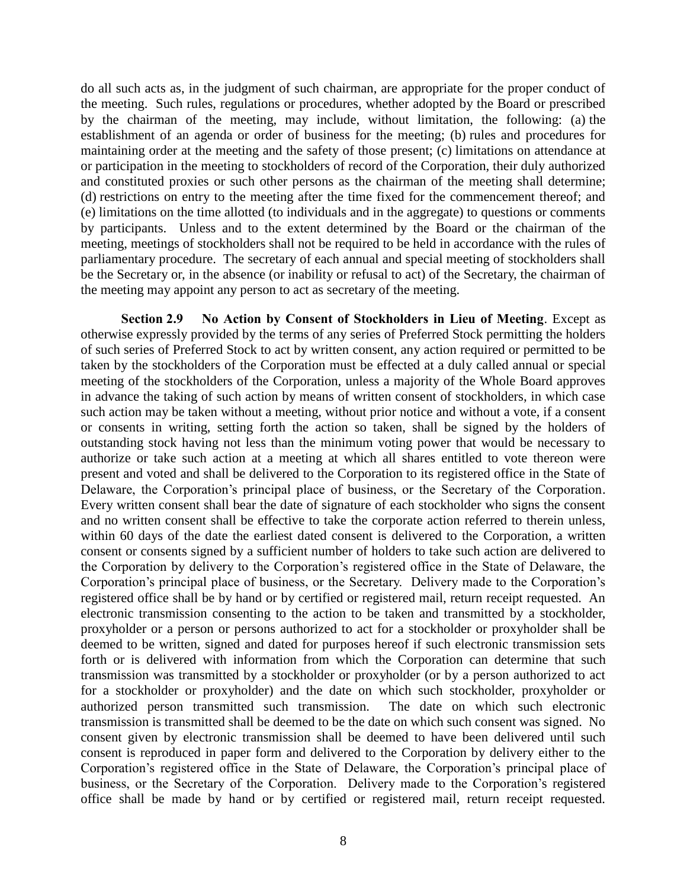do all such acts as, in the judgment of such chairman, are appropriate for the proper conduct of the meeting. Such rules, regulations or procedures, whether adopted by the Board or prescribed by the chairman of the meeting, may include, without limitation, the following: (a) the establishment of an agenda or order of business for the meeting; (b) rules and procedures for maintaining order at the meeting and the safety of those present; (c) limitations on attendance at or participation in the meeting to stockholders of record of the Corporation, their duly authorized and constituted proxies or such other persons as the chairman of the meeting shall determine; (d) restrictions on entry to the meeting after the time fixed for the commencement thereof; and (e) limitations on the time allotted (to individuals and in the aggregate) to questions or comments by participants. Unless and to the extent determined by the Board or the chairman of the meeting, meetings of stockholders shall not be required to be held in accordance with the rules of parliamentary procedure. The secretary of each annual and special meeting of stockholders shall be the Secretary or, in the absence (or inability or refusal to act) of the Secretary, the chairman of the meeting may appoint any person to act as secretary of the meeting.

**Section 2.9 No Action by Consent of Stockholders in Lieu of Meeting**. Except as otherwise expressly provided by the terms of any series of Preferred Stock permitting the holders of such series of Preferred Stock to act by written consent, any action required or permitted to be taken by the stockholders of the Corporation must be effected at a duly called annual or special meeting of the stockholders of the Corporation, unless a majority of the Whole Board approves in advance the taking of such action by means of written consent of stockholders, in which case such action may be taken without a meeting, without prior notice and without a vote, if a consent or consents in writing, setting forth the action so taken, shall be signed by the holders of outstanding stock having not less than the minimum voting power that would be necessary to authorize or take such action at a meeting at which all shares entitled to vote thereon were present and voted and shall be delivered to the Corporation to its registered office in the State of Delaware, the Corporation's principal place of business, or the Secretary of the Corporation. Every written consent shall bear the date of signature of each stockholder who signs the consent and no written consent shall be effective to take the corporate action referred to therein unless, within 60 days of the date the earliest dated consent is delivered to the Corporation, a written consent or consents signed by a sufficient number of holders to take such action are delivered to the Corporation by delivery to the Corporation's registered office in the State of Delaware, the Corporation's principal place of business, or the Secretary. Delivery made to the Corporation's registered office shall be by hand or by certified or registered mail, return receipt requested. An electronic transmission consenting to the action to be taken and transmitted by a stockholder, proxyholder or a person or persons authorized to act for a stockholder or proxyholder shall be deemed to be written, signed and dated for purposes hereof if such electronic transmission sets forth or is delivered with information from which the Corporation can determine that such transmission was transmitted by a stockholder or proxyholder (or by a person authorized to act for a stockholder or proxyholder) and the date on which such stockholder, proxyholder or authorized person transmitted such transmission. The date on which such electronic transmission is transmitted shall be deemed to be the date on which such consent was signed. No consent given by electronic transmission shall be deemed to have been delivered until such consent is reproduced in paper form and delivered to the Corporation by delivery either to the Corporation's registered office in the State of Delaware, the Corporation's principal place of business, or the Secretary of the Corporation. Delivery made to the Corporation's registered office shall be made by hand or by certified or registered mail, return receipt requested.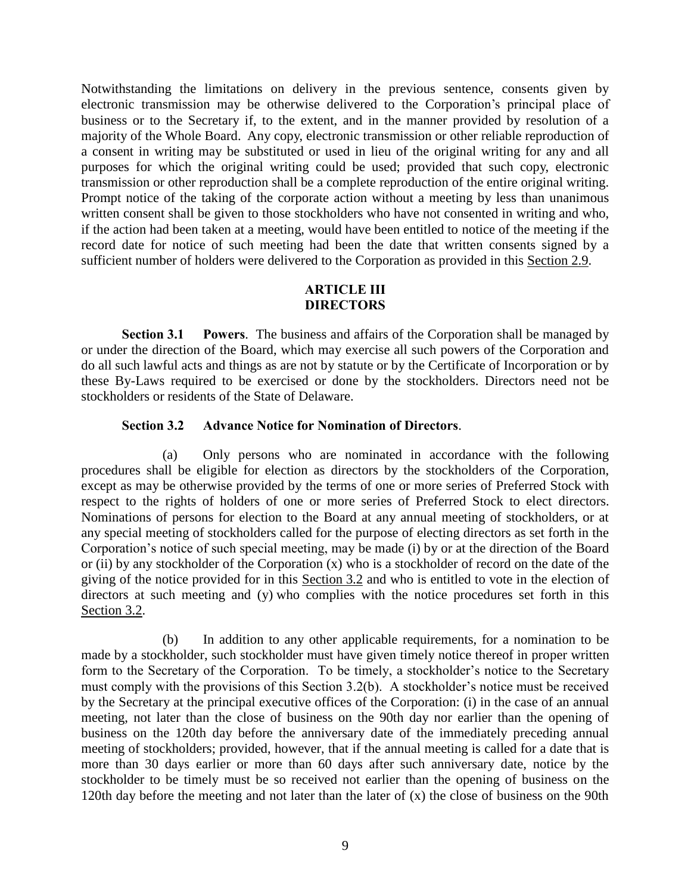Notwithstanding the limitations on delivery in the previous sentence, consents given by electronic transmission may be otherwise delivered to the Corporation's principal place of business or to the Secretary if, to the extent, and in the manner provided by resolution of a majority of the Whole Board. Any copy, electronic transmission or other reliable reproduction of a consent in writing may be substituted or used in lieu of the original writing for any and all purposes for which the original writing could be used; provided that such copy, electronic transmission or other reproduction shall be a complete reproduction of the entire original writing. Prompt notice of the taking of the corporate action without a meeting by less than unanimous written consent shall be given to those stockholders who have not consented in writing and who, if the action had been taken at a meeting, would have been entitled to notice of the meeting if the record date for notice of such meeting had been the date that written consents signed by a sufficient number of holders were delivered to the Corporation as provided in this Section 2.9.

## ARTICLE III
## DIRECTORS

**Section 3.1 Powers**. The business and affairs of the Corporation shall be managed by or under the direction of the Board, which may exercise all such powers of the Corporation and do all such lawful acts and things as are not by statute or by the Certificate of Incorporation or by these By-Laws required to be exercised or done by the stockholders. Directors need not be stockholders or residents of the State of Delaware.

**Section 3.2 Advance Notice for Nomination of Directors**.

(a) Only persons who are nominated in accordance with the following procedures shall be eligible for election as directors by the stockholders of the Corporation, except as may be otherwise provided by the terms of one or more series of Preferred Stock with respect to the rights of holders of one or more series of Preferred Stock to elect directors. Nominations of persons for election to the Board at any annual meeting of stockholders, or at any special meeting of stockholders called for the purpose of electing directors as set forth in the Corporation's notice of such special meeting, may be made (i) by or at the direction of the Board or (ii) by any stockholder of the Corporation (x) who is a stockholder of record on the date of the giving of the notice provided for in this Section 3.2 and who is entitled to vote in the election of directors at such meeting and (y) who complies with the notice procedures set forth in this Section 3.2.

(b) In addition to any other applicable requirements, for a nomination to be made by a stockholder, such stockholder must have given timely notice thereof in proper written form to the Secretary of the Corporation. To be timely, a stockholder's notice to the Secretary must comply with the provisions of this Section 3.2(b). A stockholder's notice must be received by the Secretary at the principal executive offices of the Corporation: (i) in the case of an annual meeting, not later than the close of business on the 90th day nor earlier than the opening of business on the 120th day before the anniversary date of the immediately preceding annual meeting of stockholders; provided, however, that if the annual meeting is called for a date that is more than 30 days earlier or more than 60 days after such anniversary date, notice by the stockholder to be timely must be so received not earlier than the opening of business on the 120th day before the meeting and not later than the later of (x) the close of business on the 90th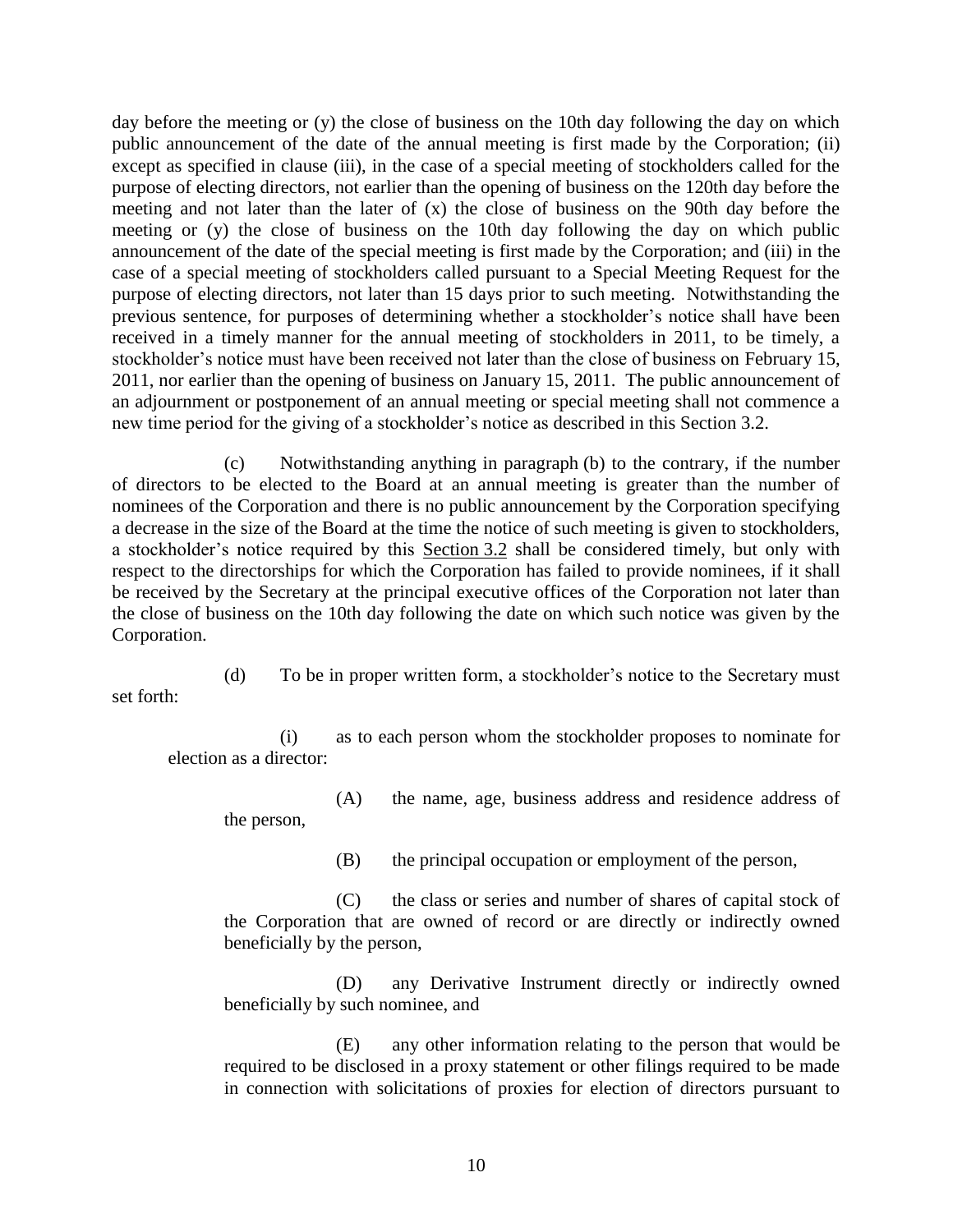day before the meeting or (y) the close of business on the 10th day following the day on which public announcement of the date of the annual meeting is first made by the Corporation; (ii) except as specified in clause (iii), in the case of a special meeting of stockholders called for the purpose of electing directors, not earlier than the opening of business on the 120th day before the meeting and not later than the later of (x) the close of business on the 90th day before the meeting or (y) the close of business on the 10th day following the day on which public announcement of the date of the special meeting is first made by the Corporation; and (iii) in the case of a special meeting of stockholders called pursuant to a Special Meeting Request for the purpose of electing directors, not later than 15 days prior to such meeting. Notwithstanding the previous sentence, for purposes of determining whether a stockholder's notice shall have been received in a timely manner for the annual meeting of stockholders in 2011, to be timely, a stockholder's notice must have been received not later than the close of business on February 15, 2011, nor earlier than the opening of business on January 15, 2011. The public announcement of an adjournment or postponement of an annual meeting or special meeting shall not commence a new time period for the giving of a stockholder's notice as described in this Section 3.2.

(c) Notwithstanding anything in paragraph (b) to the contrary, if the number of directors to be elected to the Board at an annual meeting is greater than the number of nominees of the Corporation and there is no public announcement by the Corporation specifying a decrease in the size of the Board at the time the notice of such meeting is given to stockholders, a stockholder's notice required by this Section 3.2 shall be considered timely, but only with respect to the directorships for which the Corporation has failed to provide nominees, if it shall be received by the Secretary at the principal executive offices of the Corporation not later than the close of business on the 10th day following the date on which such notice was given by the Corporation.

(d) To be in proper written form, a stockholder's notice to the Secretary must set forth:

(i) as to each person whom the stockholder proposes to nominate for election as a director:

(A) the name, age, business address and residence address of the person,

(B) the principal occupation or employment of the person,

(C) the class or series and number of shares of capital stock of the Corporation that are owned of record or are directly or indirectly owned beneficially by the person,

(D) any Derivative Instrument directly or indirectly owned beneficially by such nominee, and

(E) any other information relating to the person that would be required to be disclosed in a proxy statement or other filings required to be made in connection with solicitations of proxies for election of directors pursuant to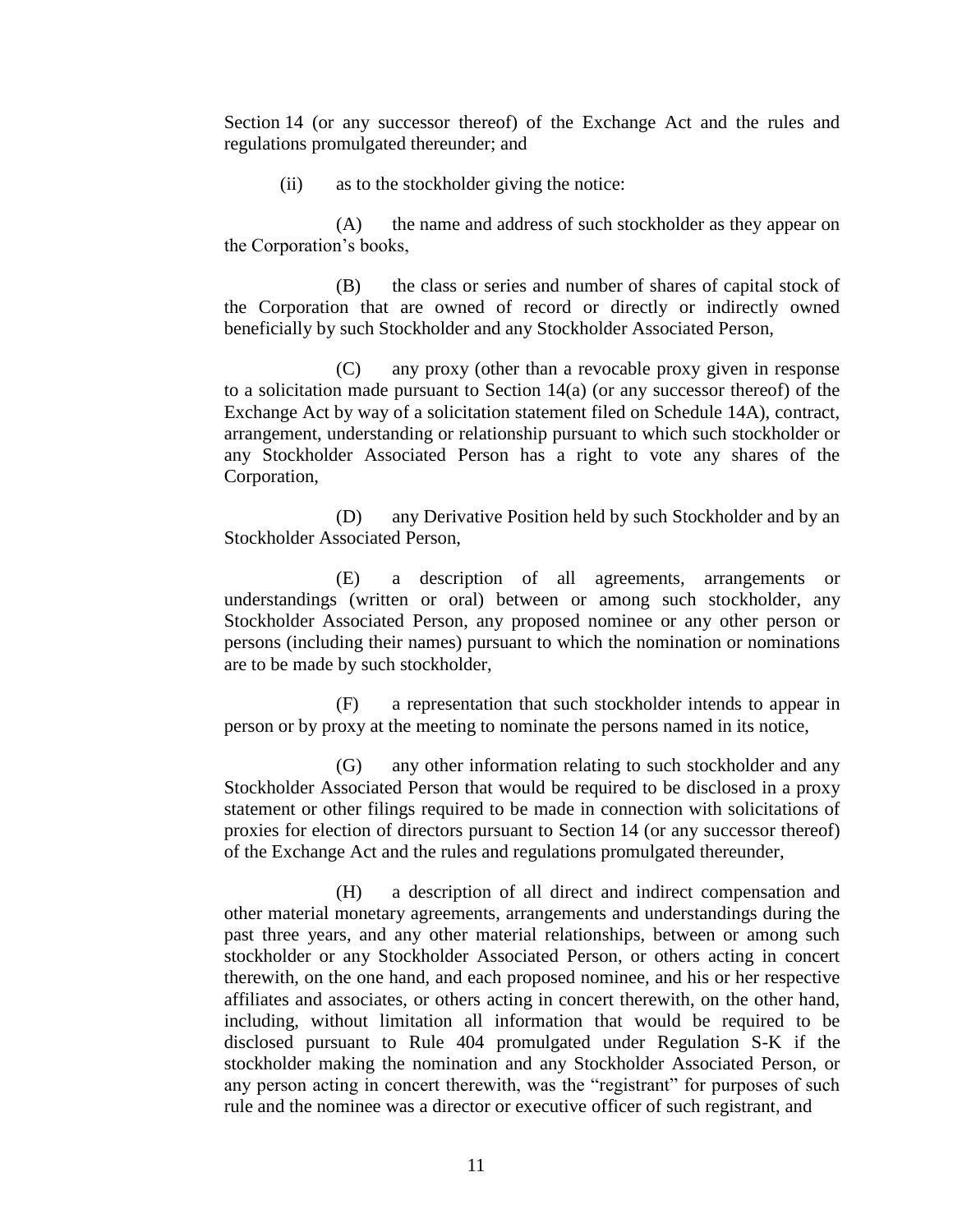Section 14 (or any successor thereof) of the Exchange Act and the rules and regulations promulgated thereunder; and

(ii) as to the stockholder giving the notice:

(A) the name and address of such stockholder as they appear on the Corporation's books,

(B) the class or series and number of shares of capital stock of the Corporation that are owned of record or directly or indirectly owned beneficially by such Stockholder and any Stockholder Associated Person,

(C) any proxy (other than a revocable proxy given in response to a solicitation made pursuant to Section 14(a) (or any successor thereof) of the Exchange Act by way of a solicitation statement filed on Schedule 14A), contract, arrangement, understanding or relationship pursuant to which such stockholder or any Stockholder Associated Person has a right to vote any shares of the Corporation,

(D) any Derivative Position held by such Stockholder and by an Stockholder Associated Person,

(E) a description of all agreements, arrangements or understandings (written or oral) between or among such stockholder, any Stockholder Associated Person, any proposed nominee or any other person or persons (including their names) pursuant to which the nomination or nominations are to be made by such stockholder,

(F) a representation that such stockholder intends to appear in person or by proxy at the meeting to nominate the persons named in its notice,

(G) any other information relating to such stockholder and any Stockholder Associated Person that would be required to be disclosed in a proxy statement or other filings required to be made in connection with solicitations of proxies for election of directors pursuant to Section 14 (or any successor thereof) of the Exchange Act and the rules and regulations promulgated thereunder,

(H) a description of all direct and indirect compensation and other material monetary agreements, arrangements and understandings during the past three years, and any other material relationships, between or among such stockholder or any Stockholder Associated Person, or others acting in concert therewith, on the one hand, and each proposed nominee, and his or her respective affiliates and associates, or others acting in concert therewith, on the other hand, including, without limitation all information that would be required to be disclosed pursuant to Rule 404 promulgated under Regulation S-K if the stockholder making the nomination and any Stockholder Associated Person, or any person acting in concert therewith, was the "registrant" for purposes of such rule and the nominee was a director or executive officer of such registrant, and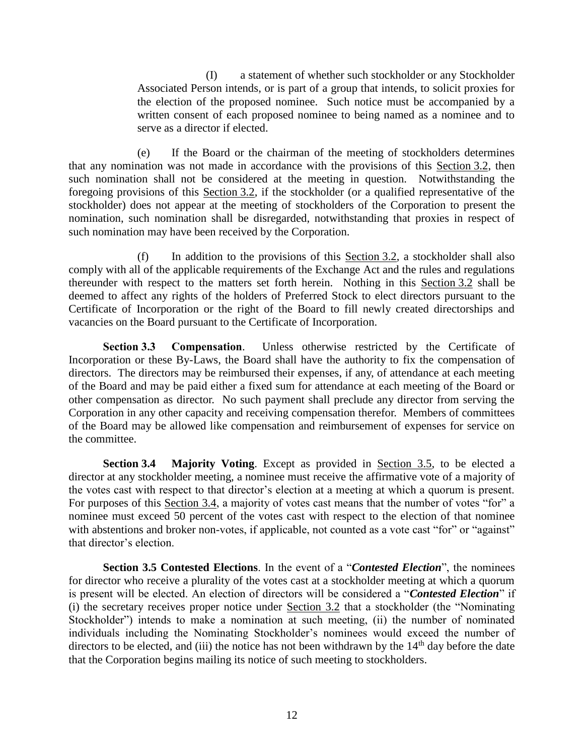(I) a statement of whether such stockholder or any Stockholder Associated Person intends, or is part of a group that intends, to solicit proxies for the election of the proposed nominee. Such notice must be accompanied by a written consent of each proposed nominee to being named as a nominee and to serve as a director if elected.

(e) If the Board or the chairman of the meeting of stockholders determines that any nomination was not made in accordance with the provisions of this Section 3.2, then such nomination shall not be considered at the meeting in question. Notwithstanding the foregoing provisions of this Section 3.2, if the stockholder (or a qualified representative of the stockholder) does not appear at the meeting of stockholders of the Corporation to present the nomination, such nomination shall be disregarded, notwithstanding that proxies in respect of such nomination may have been received by the Corporation.

(f) In addition to the provisions of this Section 3.2, a stockholder shall also comply with all of the applicable requirements of the Exchange Act and the rules and regulations thereunder with respect to the matters set forth herein. Nothing in this Section 3.2 shall be deemed to affect any rights of the holders of Preferred Stock to elect directors pursuant to the Certificate of Incorporation or the right of the Board to fill newly created directorships and vacancies on the Board pursuant to the Certificate of Incorporation.

**Section 3.3 Compensation**. Unless otherwise restricted by the Certificate of Incorporation or these By-Laws, the Board shall have the authority to fix the compensation of directors. The directors may be reimbursed their expenses, if any, of attendance at each meeting of the Board and may be paid either a fixed sum for attendance at each meeting of the Board or other compensation as director. No such payment shall preclude any director from serving the Corporation in any other capacity and receiving compensation therefor. Members of committees of the Board may be allowed like compensation and reimbursement of expenses for service on the committee.

**Section 3.4 Majority Voting**. Except as provided in Section 3.5, to be elected a director at any stockholder meeting, a nominee must receive the affirmative vote of a majority of the votes cast with respect to that director's election at a meeting at which a quorum is present. For purposes of this Section 3.4, a majority of votes cast means that the number of votes "for" a nominee must exceed 50 percent of the votes cast with respect to the election of that nominee with abstentions and broker non-votes, if applicable, not counted as a vote cast "for" or "against" that director's election.

**Section 3.5 Contested Elections**. In the event of a "***Contested Election***", the nominees for director who receive a plurality of the votes cast at a stockholder meeting at which a quorum is present will be elected. An election of directors will be considered a "***Contested Election***" if (i) the secretary receives proper notice under Section 3.2 that a stockholder (the "Nominating Stockholder") intends to make a nomination at such meeting, (ii) the number of nominated individuals including the Nominating Stockholder's nominees would exceed the number of directors to be elected, and (iii) the notice has not been withdrawn by the 14th day before the date that the Corporation begins mailing its notice of such meeting to stockholders.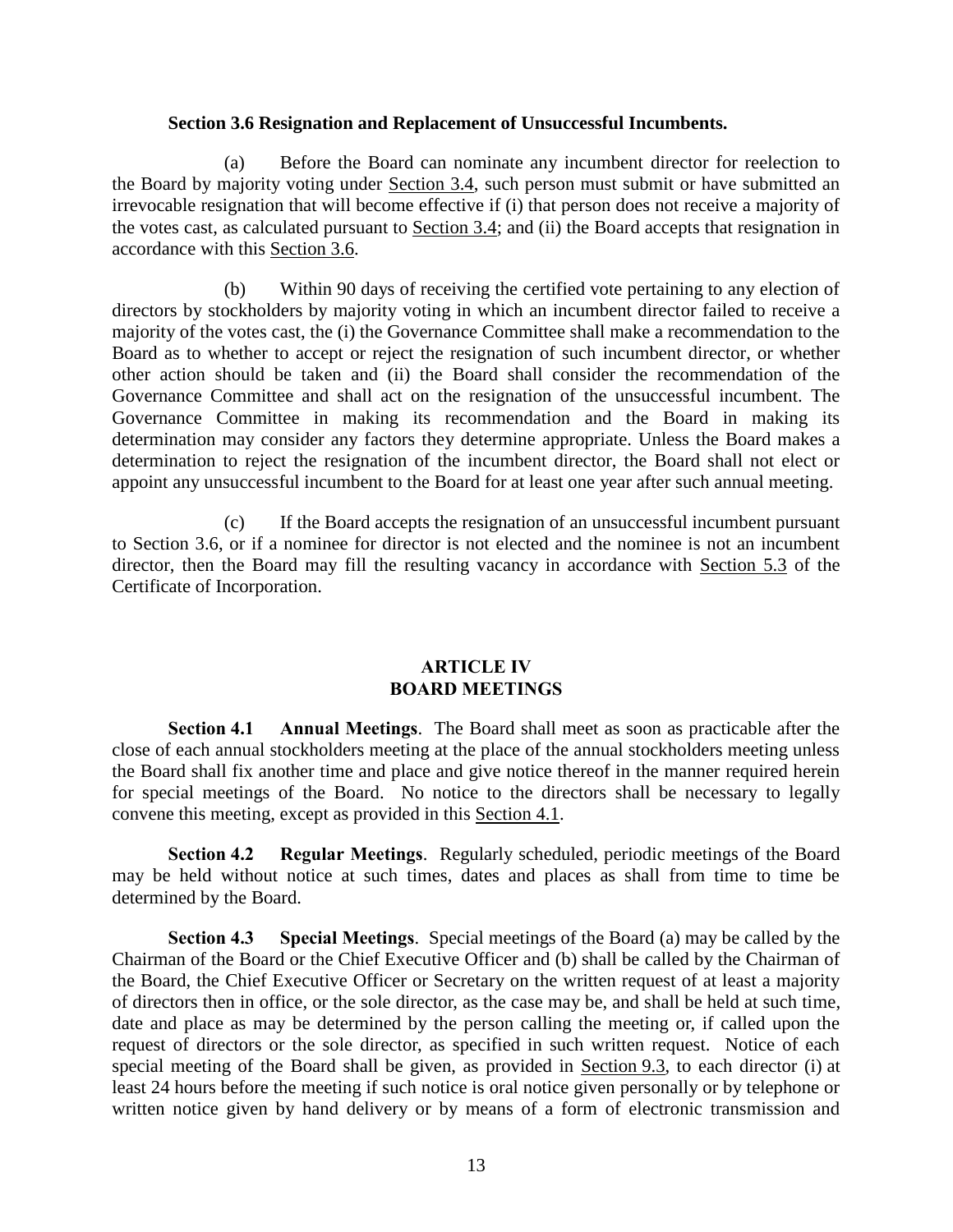**Section 3.6 Resignation and Replacement of Unsuccessful Incumbents.**

(a) Before the Board can nominate any incumbent director for reelection to the Board by majority voting under Section 3.4, such person must submit or have submitted an irrevocable resignation that will become effective if (i) that person does not receive a majority of the votes cast, as calculated pursuant to Section 3.4; and (ii) the Board accepts that resignation in accordance with this Section 3.6.

(b) Within 90 days of receiving the certified vote pertaining to any election of directors by stockholders by majority voting in which an incumbent director failed to receive a majority of the votes cast, the (i) the Governance Committee shall make a recommendation to the Board as to whether to accept or reject the resignation of such incumbent director, or whether other action should be taken and (ii) the Board shall consider the recommendation of the Governance Committee and shall act on the resignation of the unsuccessful incumbent. The Governance Committee in making its recommendation and the Board in making its determination may consider any factors they determine appropriate. Unless the Board makes a determination to reject the resignation of the incumbent director, the Board shall not elect or appoint any unsuccessful incumbent to the Board for at least one year after such annual meeting.

(c) If the Board accepts the resignation of an unsuccessful incumbent pursuant to Section 3.6, or if a nominee for director is not elected and the nominee is not an incumbent director, then the Board may fill the resulting vacancy in accordance with Section 5.3 of the Certificate of Incorporation.

## ARTICLE IV
## BOARD MEETINGS

**Section 4.1 Annual Meetings**. The Board shall meet as soon as practicable after the close of each annual stockholders meeting at the place of the annual stockholders meeting unless the Board shall fix another time and place and give notice thereof in the manner required herein for special meetings of the Board. No notice to the directors shall be necessary to legally convene this meeting, except as provided in this Section 4.1.

**Section 4.2 Regular Meetings**. Regularly scheduled, periodic meetings of the Board may be held without notice at such times, dates and places as shall from time to time be determined by the Board.

**Section 4.3 Special Meetings**. Special meetings of the Board (a) may be called by the Chairman of the Board or the Chief Executive Officer and (b) shall be called by the Chairman of the Board, the Chief Executive Officer or Secretary on the written request of at least a majority of directors then in office, or the sole director, as the case may be, and shall be held at such time, date and place as may be determined by the person calling the meeting or, if called upon the request of directors or the sole director, as specified in such written request. Notice of each special meeting of the Board shall be given, as provided in Section 9.3, to each director (i) at least 24 hours before the meeting if such notice is oral notice given personally or by telephone or written notice given by hand delivery or by means of a form of electronic transmission and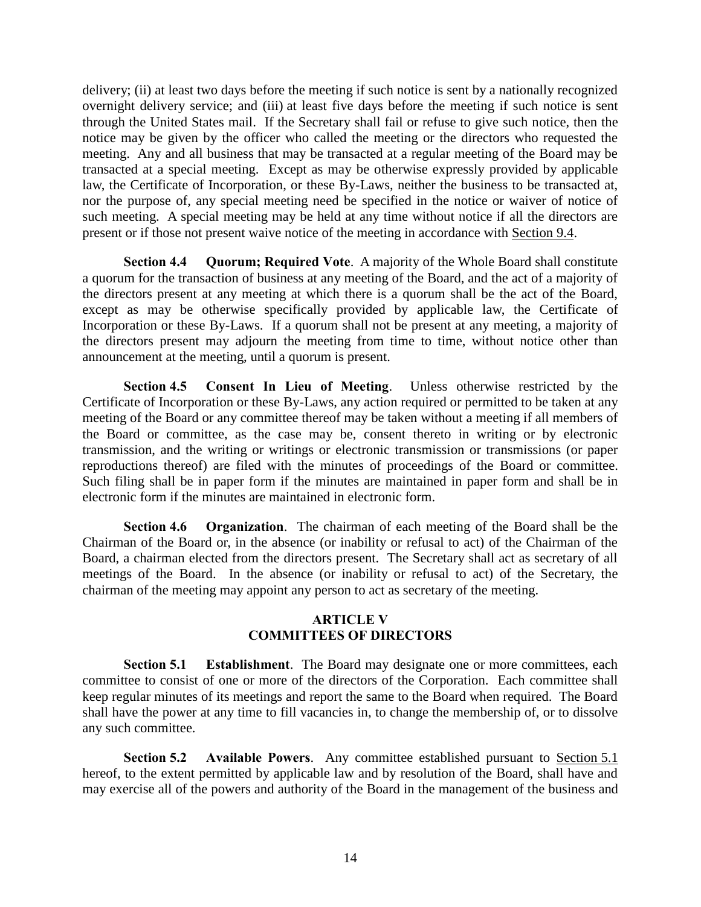delivery; (ii) at least two days before the meeting if such notice is sent by a nationally recognized overnight delivery service; and (iii) at least five days before the meeting if such notice is sent through the United States mail. If the Secretary shall fail or refuse to give such notice, then the notice may be given by the officer who called the meeting or the directors who requested the meeting. Any and all business that may be transacted at a regular meeting of the Board may be transacted at a special meeting. Except as may be otherwise expressly provided by applicable law, the Certificate of Incorporation, or these By-Laws, neither the business to be transacted at, nor the purpose of, any special meeting need be specified in the notice or waiver of notice of such meeting. A special meeting may be held at any time without notice if all the directors are present or if those not present waive notice of the meeting in accordance with Section 9.4.

**Section 4.4 Quorum; Required Vote**. A majority of the Whole Board shall constitute a quorum for the transaction of business at any meeting of the Board, and the act of a majority of the directors present at any meeting at which there is a quorum shall be the act of the Board, except as may be otherwise specifically provided by applicable law, the Certificate of Incorporation or these By-Laws. If a quorum shall not be present at any meeting, a majority of the directors present may adjourn the meeting from time to time, without notice other than announcement at the meeting, until a quorum is present.

**Section 4.5 Consent In Lieu of Meeting**. Unless otherwise restricted by the Certificate of Incorporation or these By-Laws, any action required or permitted to be taken at any meeting of the Board or any committee thereof may be taken without a meeting if all members of the Board or committee, as the case may be, consent thereto in writing or by electronic transmission, and the writing or writings or electronic transmission or transmissions (or paper reproductions thereof) are filed with the minutes of proceedings of the Board or committee. Such filing shall be in paper form if the minutes are maintained in paper form and shall be in electronic form if the minutes are maintained in electronic form.

**Section 4.6 Organization**. The chairman of each meeting of the Board shall be the Chairman of the Board or, in the absence (or inability or refusal to act) of the Chairman of the Board, a chairman elected from the directors present. The Secretary shall act as secretary of all meetings of the Board. In the absence (or inability or refusal to act) of the Secretary, the chairman of the meeting may appoint any person to act as secretary of the meeting.

## ARTICLE V
## COMMITTEES OF DIRECTORS

**Section 5.1 Establishment**. The Board may designate one or more committees, each committee to consist of one or more of the directors of the Corporation. Each committee shall keep regular minutes of its meetings and report the same to the Board when required. The Board shall have the power at any time to fill vacancies in, to change the membership of, or to dissolve any such committee.

**Section 5.2 Available Powers**. Any committee established pursuant to Section 5.1 hereof, to the extent permitted by applicable law and by resolution of the Board, shall have and may exercise all of the powers and authority of the Board in the management of the business and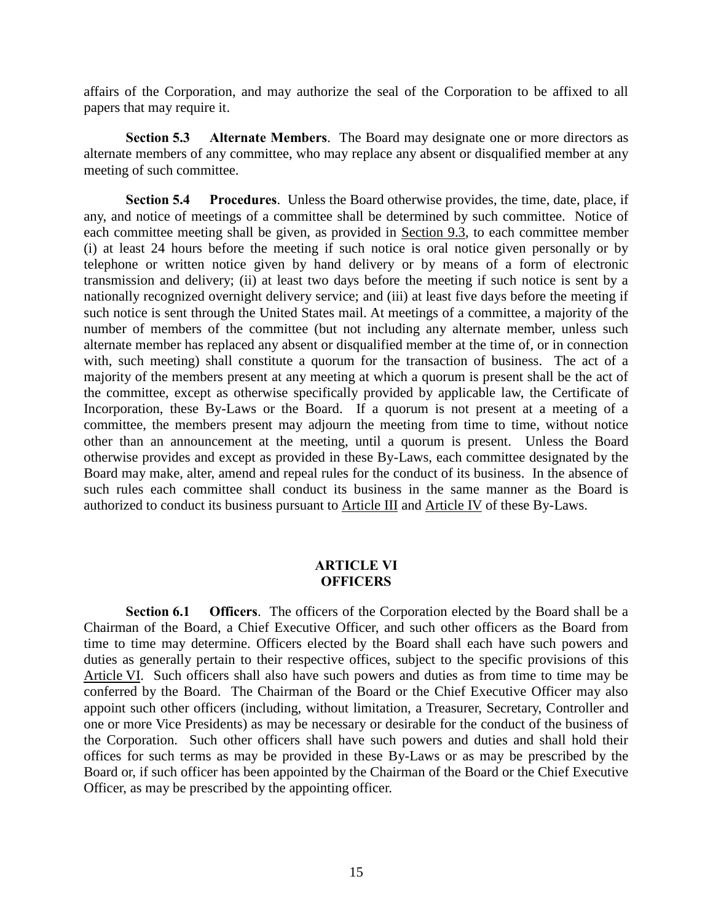affairs of the Corporation, and may authorize the seal of the Corporation to be affixed to all papers that may require it.

**Section 5.3 Alternate Members**. The Board may designate one or more directors as alternate members of any committee, who may replace any absent or disqualified member at any meeting of such committee.

**Section 5.4 Procedures**. Unless the Board otherwise provides, the time, date, place, if any, and notice of meetings of a committee shall be determined by such committee. Notice of each committee meeting shall be given, as provided in Section 9.3, to each committee member (i) at least 24 hours before the meeting if such notice is oral notice given personally or by telephone or written notice given by hand delivery or by means of a form of electronic transmission and delivery; (ii) at least two days before the meeting if such notice is sent by a nationally recognized overnight delivery service; and (iii) at least five days before the meeting if such notice is sent through the United States mail. At meetings of a committee, a majority of the number of members of the committee (but not including any alternate member, unless such alternate member has replaced any absent or disqualified member at the time of, or in connection with, such meeting) shall constitute a quorum for the transaction of business. The act of a majority of the members present at any meeting at which a quorum is present shall be the act of the committee, except as otherwise specifically provided by applicable law, the Certificate of Incorporation, these By-Laws or the Board. If a quorum is not present at a meeting of a committee, the members present may adjourn the meeting from time to time, without notice other than an announcement at the meeting, until a quorum is present. Unless the Board otherwise provides and except as provided in these By-Laws, each committee designated by the Board may make, alter, amend and repeal rules for the conduct of its business. In the absence of such rules each committee shall conduct its business in the same manner as the Board is authorized to conduct its business pursuant to Article III and Article IV of these By-Laws.

## ARTICLE VI
## OFFICERS

**Section 6.1 Officers**. The officers of the Corporation elected by the Board shall be a Chairman of the Board, a Chief Executive Officer, and such other officers as the Board from time to time may determine. Officers elected by the Board shall each have such powers and duties as generally pertain to their respective offices, subject to the specific provisions of this Article VI. Such officers shall also have such powers and duties as from time to time may be conferred by the Board. The Chairman of the Board or the Chief Executive Officer may also appoint such other officers (including, without limitation, a Treasurer, Secretary, Controller and one or more Vice Presidents) as may be necessary or desirable for the conduct of the business of the Corporation. Such other officers shall have such powers and duties and shall hold their offices for such terms as may be provided in these By-Laws or as may be prescribed by the Board or, if such officer has been appointed by the Chairman of the Board or the Chief Executive Officer, as may be prescribed by the appointing officer.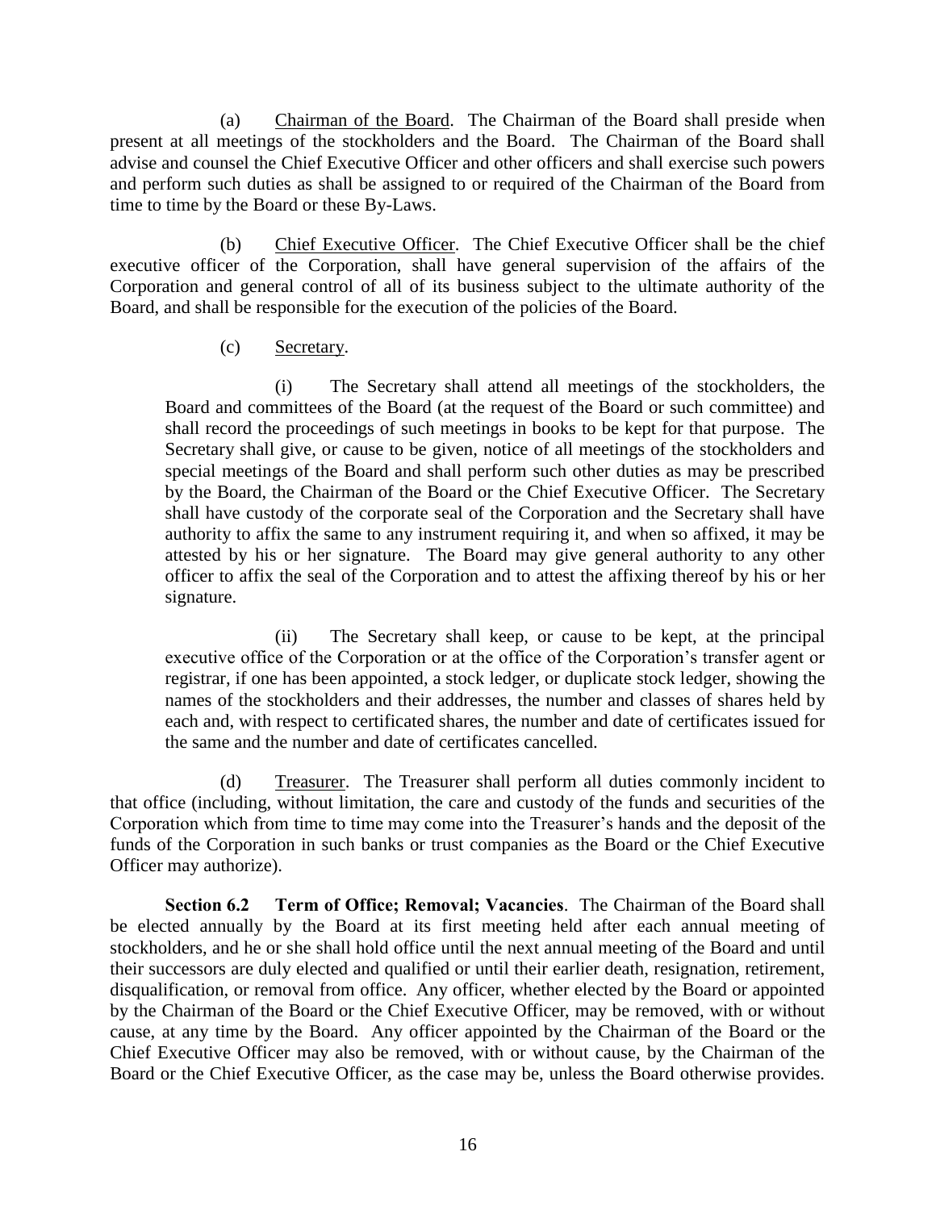(a) Chairman of the Board. The Chairman of the Board shall preside when present at all meetings of the stockholders and the Board. The Chairman of the Board shall advise and counsel the Chief Executive Officer and other officers and shall exercise such powers and perform such duties as shall be assigned to or required of the Chairman of the Board from time to time by the Board or these By-Laws.

(b) Chief Executive Officer. The Chief Executive Officer shall be the chief executive officer of the Corporation, shall have general supervision of the affairs of the Corporation and general control of all of its business subject to the ultimate authority of the Board, and shall be responsible for the execution of the policies of the Board.

(c) Secretary.

(i) The Secretary shall attend all meetings of the stockholders, the Board and committees of the Board (at the request of the Board or such committee) and shall record the proceedings of such meetings in books to be kept for that purpose. The Secretary shall give, or cause to be given, notice of all meetings of the stockholders and special meetings of the Board and shall perform such other duties as may be prescribed by the Board, the Chairman of the Board or the Chief Executive Officer. The Secretary shall have custody of the corporate seal of the Corporation and the Secretary shall have authority to affix the same to any instrument requiring it, and when so affixed, it may be attested by his or her signature. The Board may give general authority to any other officer to affix the seal of the Corporation and to attest the affixing thereof by his or her signature.

(ii) The Secretary shall keep, or cause to be kept, at the principal executive office of the Corporation or at the office of the Corporation's transfer agent or registrar, if one has been appointed, a stock ledger, or duplicate stock ledger, showing the names of the stockholders and their addresses, the number and classes of shares held by each and, with respect to certificated shares, the number and date of certificates issued for the same and the number and date of certificates cancelled.

(d) Treasurer. The Treasurer shall perform all duties commonly incident to that office (including, without limitation, the care and custody of the funds and securities of the Corporation which from time to time may come into the Treasurer's hands and the deposit of the funds of the Corporation in such banks or trust companies as the Board or the Chief Executive Officer may authorize).

**Section 6.2 Term of Office; Removal; Vacancies**. The Chairman of the Board shall be elected annually by the Board at its first meeting held after each annual meeting of stockholders, and he or she shall hold office until the next annual meeting of the Board and until their successors are duly elected and qualified or until their earlier death, resignation, retirement, disqualification, or removal from office. Any officer, whether elected by the Board or appointed by the Chairman of the Board or the Chief Executive Officer, may be removed, with or without cause, at any time by the Board. Any officer appointed by the Chairman of the Board or the Chief Executive Officer may also be removed, with or without cause, by the Chairman of the Board or the Chief Executive Officer, as the case may be, unless the Board otherwise provides.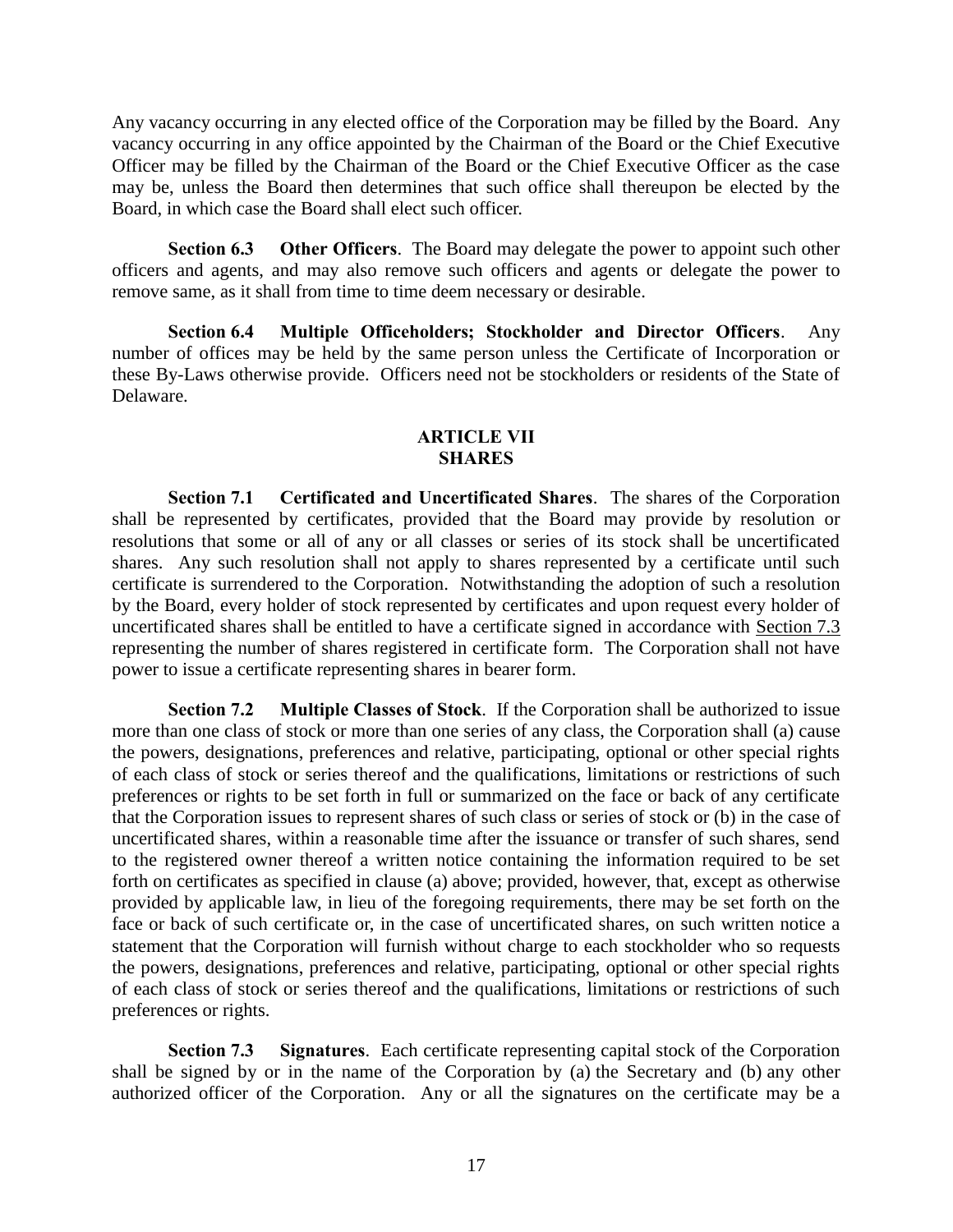Any vacancy occurring in any elected office of the Corporation may be filled by the Board. Any vacancy occurring in any office appointed by the Chairman of the Board or the Chief Executive Officer may be filled by the Chairman of the Board or the Chief Executive Officer as the case may be, unless the Board then determines that such office shall thereupon be elected by the Board, in which case the Board shall elect such officer.

**Section 6.3 Other Officers**. The Board may delegate the power to appoint such other officers and agents, and may also remove such officers and agents or delegate the power to remove same, as it shall from time to time deem necessary or desirable.

**Section 6.4 Multiple Officeholders; Stockholder and Director Officers**. Any number of offices may be held by the same person unless the Certificate of Incorporation or these By-Laws otherwise provide. Officers need not be stockholders or residents of the State of Delaware.

## ARTICLE VII
## SHARES

**Section 7.1 Certificated and Uncertificated Shares**. The shares of the Corporation shall be represented by certificates, provided that the Board may provide by resolution or resolutions that some or all of any or all classes or series of its stock shall be uncertificated shares. Any such resolution shall not apply to shares represented by a certificate until such certificate is surrendered to the Corporation. Notwithstanding the adoption of such a resolution by the Board, every holder of stock represented by certificates and upon request every holder of uncertificated shares shall be entitled to have a certificate signed in accordance with Section 7.3 representing the number of shares registered in certificate form. The Corporation shall not have power to issue a certificate representing shares in bearer form.

**Section 7.2 Multiple Classes of Stock**. If the Corporation shall be authorized to issue more than one class of stock or more than one series of any class, the Corporation shall (a) cause the powers, designations, preferences and relative, participating, optional or other special rights of each class of stock or series thereof and the qualifications, limitations or restrictions of such preferences or rights to be set forth in full or summarized on the face or back of any certificate that the Corporation issues to represent shares of such class or series of stock or (b) in the case of uncertificated shares, within a reasonable time after the issuance or transfer of such shares, send to the registered owner thereof a written notice containing the information required to be set forth on certificates as specified in clause (a) above; provided, however, that, except as otherwise provided by applicable law, in lieu of the foregoing requirements, there may be set forth on the face or back of such certificate or, in the case of uncertificated shares, on such written notice a statement that the Corporation will furnish without charge to each stockholder who so requests the powers, designations, preferences and relative, participating, optional or other special rights of each class of stock or series thereof and the qualifications, limitations or restrictions of such preferences or rights.

**Section 7.3 Signatures**. Each certificate representing capital stock of the Corporation shall be signed by or in the name of the Corporation by (a) the Secretary and (b) any other authorized officer of the Corporation. Any or all the signatures on the certificate may be a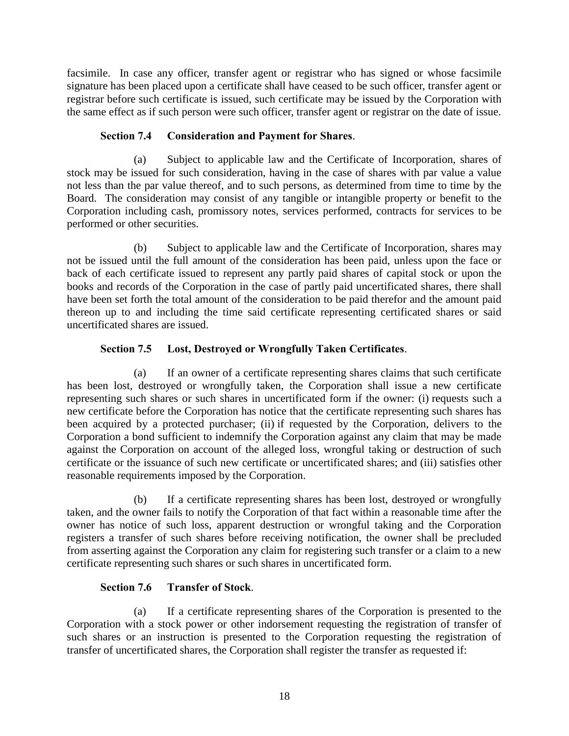facsimile. In case any officer, transfer agent or registrar who has signed or whose facsimile signature has been placed upon a certificate shall have ceased to be such officer, transfer agent or registrar before such certificate is issued, such certificate may be issued by the Corporation with the same effect as if such person were such officer, transfer agent or registrar on the date of issue.

**Section 7.4 Consideration and Payment for Shares**.

(a) Subject to applicable law and the Certificate of Incorporation, shares of stock may be issued for such consideration, having in the case of shares with par value a value not less than the par value thereof, and to such persons, as determined from time to time by the Board. The consideration may consist of any tangible or intangible property or benefit to the Corporation including cash, promissory notes, services performed, contracts for services to be performed or other securities.

(b) Subject to applicable law and the Certificate of Incorporation, shares may not be issued until the full amount of the consideration has been paid, unless upon the face or back of each certificate issued to represent any partly paid shares of capital stock or upon the books and records of the Corporation in the case of partly paid uncertificated shares, there shall have been set forth the total amount of the consideration to be paid therefor and the amount paid thereon up to and including the time said certificate representing certificated shares or said uncertificated shares are issued.

**Section 7.5 Lost, Destroyed or Wrongfully Taken Certificates**.

(a) If an owner of a certificate representing shares claims that such certificate has been lost, destroyed or wrongfully taken, the Corporation shall issue a new certificate representing such shares or such shares in uncertificated form if the owner: (i) requests such a new certificate before the Corporation has notice that the certificate representing such shares has been acquired by a protected purchaser; (ii) if requested by the Corporation, delivers to the Corporation a bond sufficient to indemnify the Corporation against any claim that may be made against the Corporation on account of the alleged loss, wrongful taking or destruction of such certificate or the issuance of such new certificate or uncertificated shares; and (iii) satisfies other reasonable requirements imposed by the Corporation.

(b) If a certificate representing shares has been lost, destroyed or wrongfully taken, and the owner fails to notify the Corporation of that fact within a reasonable time after the owner has notice of such loss, apparent destruction or wrongful taking and the Corporation registers a transfer of such shares before receiving notification, the owner shall be precluded from asserting against the Corporation any claim for registering such transfer or a claim to a new certificate representing such shares or such shares in uncertificated form.

**Section 7.6 Transfer of Stock**.

(a) If a certificate representing shares of the Corporation is presented to the Corporation with a stock power or other indorsement requesting the registration of transfer of such shares or an instruction is presented to the Corporation requesting the registration of transfer of uncertificated shares, the Corporation shall register the transfer as requested if: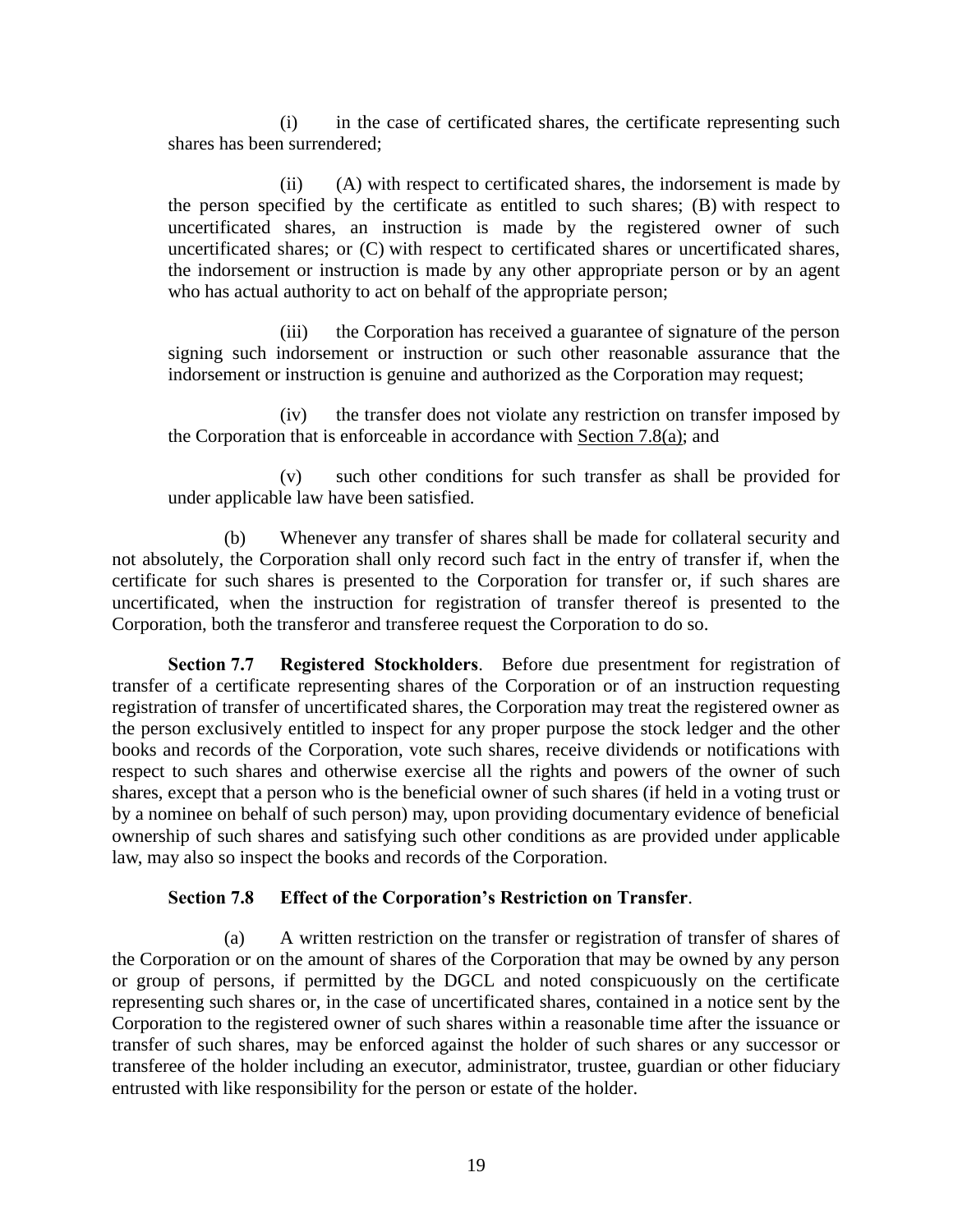(i) in the case of certificated shares, the certificate representing such shares has been surrendered;

(ii) (A) with respect to certificated shares, the indorsement is made by the person specified by the certificate as entitled to such shares; (B) with respect to uncertificated shares, an instruction is made by the registered owner of such uncertificated shares; or (C) with respect to certificated shares or uncertificated shares, the indorsement or instruction is made by any other appropriate person or by an agent who has actual authority to act on behalf of the appropriate person;

(iii) the Corporation has received a guarantee of signature of the person signing such indorsement or instruction or such other reasonable assurance that the indorsement or instruction is genuine and authorized as the Corporation may request;

(iv) the transfer does not violate any restriction on transfer imposed by the Corporation that is enforceable in accordance with Section 7.8(a); and

(v) such other conditions for such transfer as shall be provided for under applicable law have been satisfied.

(b) Whenever any transfer of shares shall be made for collateral security and not absolutely, the Corporation shall only record such fact in the entry of transfer if, when the certificate for such shares is presented to the Corporation for transfer or, if such shares are uncertificated, when the instruction for registration of transfer thereof is presented to the Corporation, both the transferor and transferee request the Corporation to do so.

**Section 7.7 Registered Stockholders**. Before due presentment for registration of transfer of a certificate representing shares of the Corporation or of an instruction requesting registration of transfer of uncertificated shares, the Corporation may treat the registered owner as the person exclusively entitled to inspect for any proper purpose the stock ledger and the other books and records of the Corporation, vote such shares, receive dividends or notifications with respect to such shares and otherwise exercise all the rights and powers of the owner of such shares, except that a person who is the beneficial owner of such shares (if held in a voting trust or by a nominee on behalf of such person) may, upon providing documentary evidence of beneficial ownership of such shares and satisfying such other conditions as are provided under applicable law, may also so inspect the books and records of the Corporation.

**Section 7.8 Effect of the Corporation's Restriction on Transfer**.

(a) A written restriction on the transfer or registration of transfer of shares of the Corporation or on the amount of shares of the Corporation that may be owned by any person or group of persons, if permitted by the DGCL and noted conspicuously on the certificate representing such shares or, in the case of uncertificated shares, contained in a notice sent by the Corporation to the registered owner of such shares within a reasonable time after the issuance or transfer of such shares, may be enforced against the holder of such shares or any successor or transferee of the holder including an executor, administrator, trustee, guardian or other fiduciary entrusted with like responsibility for the person or estate of the holder.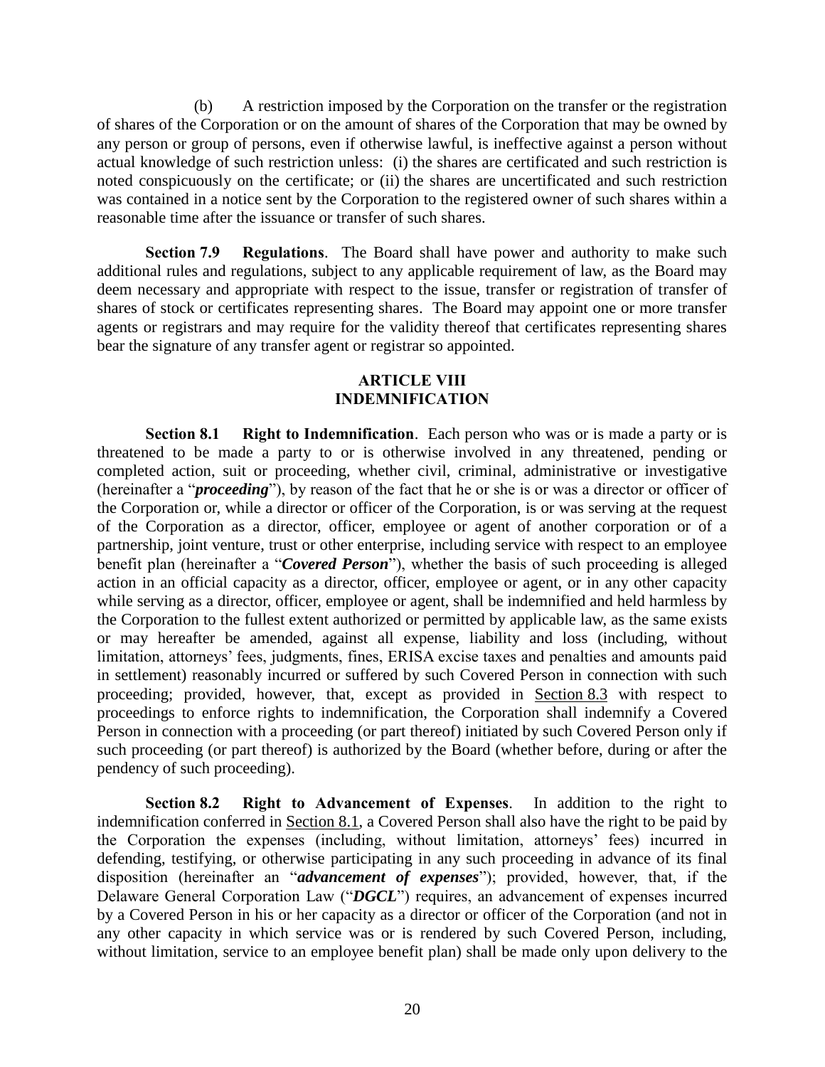(b) A restriction imposed by the Corporation on the transfer or the registration of shares of the Corporation or on the amount of shares of the Corporation that may be owned by any person or group of persons, even if otherwise lawful, is ineffective against a person without actual knowledge of such restriction unless: (i) the shares are certificated and such restriction is noted conspicuously on the certificate; or (ii) the shares are uncertificated and such restriction was contained in a notice sent by the Corporation to the registered owner of such shares within a reasonable time after the issuance or transfer of such shares.

**Section 7.9 Regulations**. The Board shall have power and authority to make such additional rules and regulations, subject to any applicable requirement of law, as the Board may deem necessary and appropriate with respect to the issue, transfer or registration of transfer of shares of stock or certificates representing shares. The Board may appoint one or more transfer agents or registrars and may require for the validity thereof that certificates representing shares bear the signature of any transfer agent or registrar so appointed.

## ARTICLE VIII
## INDEMNIFICATION

**Section 8.1 Right to Indemnification**. Each person who was or is made a party or is threatened to be made a party to or is otherwise involved in any threatened, pending or completed action, suit or proceeding, whether civil, criminal, administrative or investigative (hereinafter a "***proceeding***"), by reason of the fact that he or she is or was a director or officer of the Corporation or, while a director or officer of the Corporation, is or was serving at the request of the Corporation as a director, officer, employee or agent of another corporation or of a partnership, joint venture, trust or other enterprise, including service with respect to an employee benefit plan (hereinafter a "***Covered Person***"), whether the basis of such proceeding is alleged action in an official capacity as a director, officer, employee or agent, or in any other capacity while serving as a director, officer, employee or agent, shall be indemnified and held harmless by the Corporation to the fullest extent authorized or permitted by applicable law, as the same exists or may hereafter be amended, against all expense, liability and loss (including, without limitation, attorneys' fees, judgments, fines, ERISA excise taxes and penalties and amounts paid in settlement) reasonably incurred or suffered by such Covered Person in connection with such proceeding; provided, however, that, except as provided in Section 8.3 with respect to proceedings to enforce rights to indemnification, the Corporation shall indemnify a Covered Person in connection with a proceeding (or part thereof) initiated by such Covered Person only if such proceeding (or part thereof) is authorized by the Board (whether before, during or after the pendency of such proceeding).

**Section 8.2 Right to Advancement of Expenses**. In addition to the right to indemnification conferred in Section 8.1, a Covered Person shall also have the right to be paid by the Corporation the expenses (including, without limitation, attorneys' fees) incurred in defending, testifying, or otherwise participating in any such proceeding in advance of its final disposition (hereinafter an "***advancement of expenses***"); provided, however, that, if the Delaware General Corporation Law ("***DGCL***") requires, an advancement of expenses incurred by a Covered Person in his or her capacity as a director or officer of the Corporation (and not in any other capacity in which service was or is rendered by such Covered Person, including, without limitation, service to an employee benefit plan) shall be made only upon delivery to the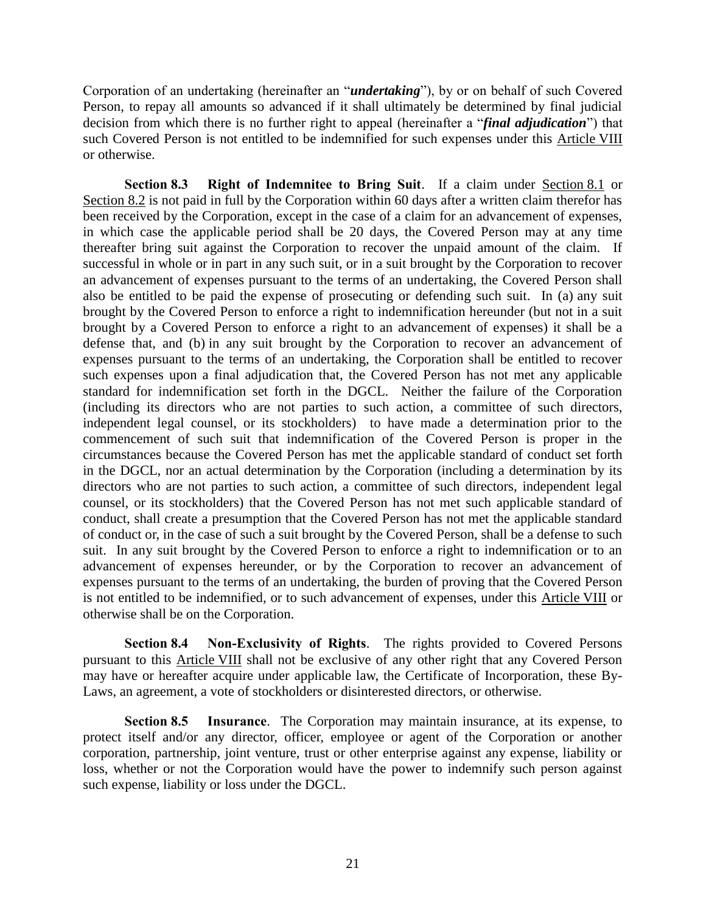Corporation of an undertaking (hereinafter an "***undertaking***"), by or on behalf of such Covered Person, to repay all amounts so advanced if it shall ultimately be determined by final judicial decision from which there is no further right to appeal (hereinafter a "***final adjudication***") that such Covered Person is not entitled to be indemnified for such expenses under this Article VIII or otherwise.

**Section 8.3 Right of Indemnitee to Bring Suit**. If a claim under Section 8.1 or Section 8.2 is not paid in full by the Corporation within 60 days after a written claim therefor has been received by the Corporation, except in the case of a claim for an advancement of expenses, in which case the applicable period shall be 20 days, the Covered Person may at any time thereafter bring suit against the Corporation to recover the unpaid amount of the claim. If successful in whole or in part in any such suit, or in a suit brought by the Corporation to recover an advancement of expenses pursuant to the terms of an undertaking, the Covered Person shall also be entitled to be paid the expense of prosecuting or defending such suit. In (a) any suit brought by the Covered Person to enforce a right to indemnification hereunder (but not in a suit brought by a Covered Person to enforce a right to an advancement of expenses) it shall be a defense that, and (b) in any suit brought by the Corporation to recover an advancement of expenses pursuant to the terms of an undertaking, the Corporation shall be entitled to recover such expenses upon a final adjudication that, the Covered Person has not met any applicable standard for indemnification set forth in the DGCL. Neither the failure of the Corporation (including its directors who are not parties to such action, a committee of such directors, independent legal counsel, or its stockholders) to have made a determination prior to the commencement of such suit that indemnification of the Covered Person is proper in the circumstances because the Covered Person has met the applicable standard of conduct set forth in the DGCL, nor an actual determination by the Corporation (including a determination by its directors who are not parties to such action, a committee of such directors, independent legal counsel, or its stockholders) that the Covered Person has not met such applicable standard of conduct, shall create a presumption that the Covered Person has not met the applicable standard of conduct or, in the case of such a suit brought by the Covered Person, shall be a defense to such suit. In any suit brought by the Covered Person to enforce a right to indemnification or to an advancement of expenses hereunder, or by the Corporation to recover an advancement of expenses pursuant to the terms of an undertaking, the burden of proving that the Covered Person is not entitled to be indemnified, or to such advancement of expenses, under this Article VIII or otherwise shall be on the Corporation.

**Section 8.4 Non-Exclusivity of Rights**. The rights provided to Covered Persons pursuant to this Article VIII shall not be exclusive of any other right that any Covered Person may have or hereafter acquire under applicable law, the Certificate of Incorporation, these By-Laws, an agreement, a vote of stockholders or disinterested directors, or otherwise.

**Section 8.5 Insurance**. The Corporation may maintain insurance, at its expense, to protect itself and/or any director, officer, employee or agent of the Corporation or another corporation, partnership, joint venture, trust or other enterprise against any expense, liability or loss, whether or not the Corporation would have the power to indemnify such person against such expense, liability or loss under the DGCL.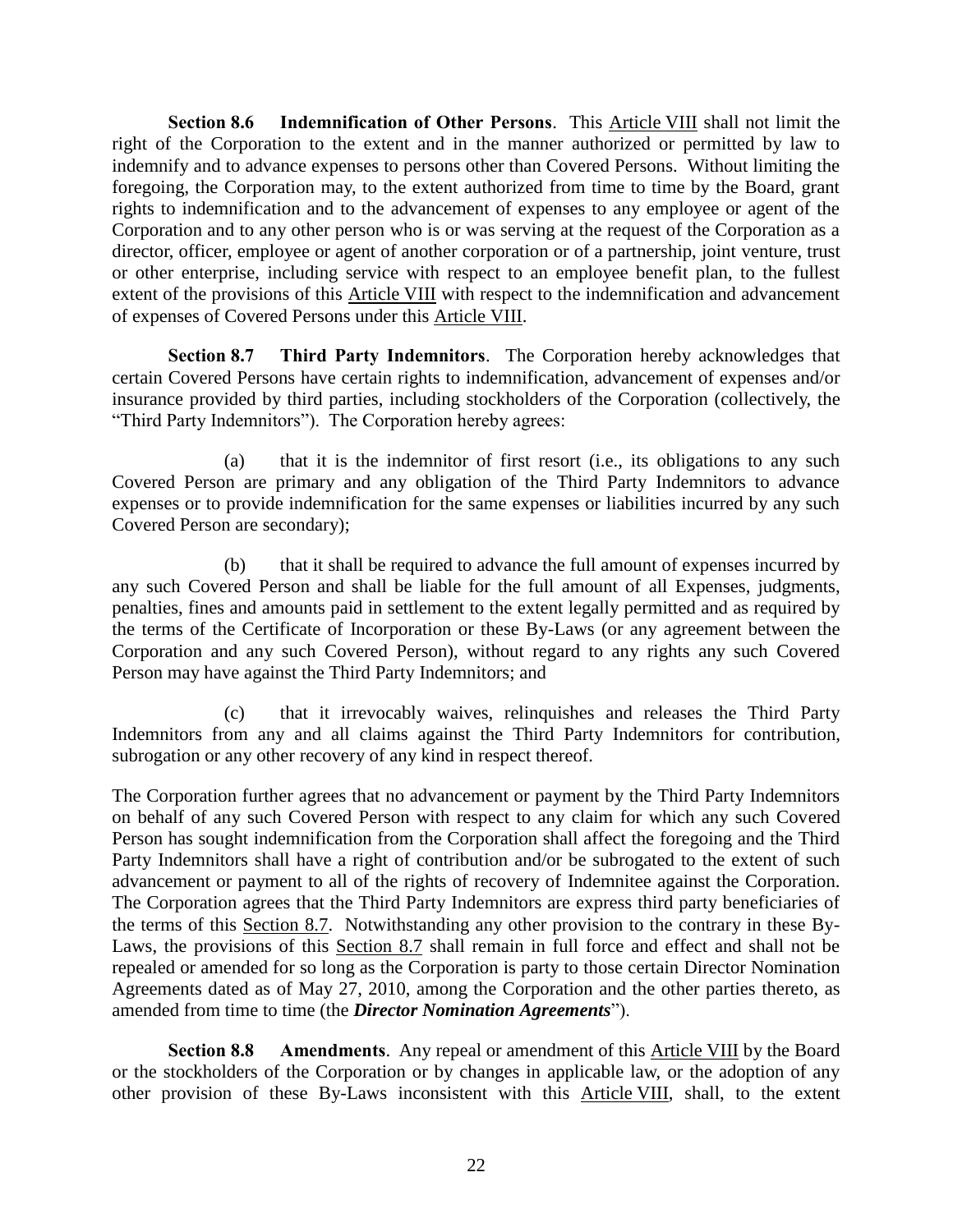**Section 8.6 Indemnification of Other Persons**. This Article VIII shall not limit the right of the Corporation to the extent and in the manner authorized or permitted by law to indemnify and to advance expenses to persons other than Covered Persons. Without limiting the foregoing, the Corporation may, to the extent authorized from time to time by the Board, grant rights to indemnification and to the advancement of expenses to any employee or agent of the Corporation and to any other person who is or was serving at the request of the Corporation as a director, officer, employee or agent of another corporation or of a partnership, joint venture, trust or other enterprise, including service with respect to an employee benefit plan, to the fullest extent of the provisions of this Article VIII with respect to the indemnification and advancement of expenses of Covered Persons under this Article VIII.

**Section 8.7 Third Party Indemnitors**. The Corporation hereby acknowledges that certain Covered Persons have certain rights to indemnification, advancement of expenses and/or insurance provided by third parties, including stockholders of the Corporation (collectively, the "Third Party Indemnitors"). The Corporation hereby agrees:

(a) that it is the indemnitor of first resort (i.e., its obligations to any such Covered Person are primary and any obligation of the Third Party Indemnitors to advance expenses or to provide indemnification for the same expenses or liabilities incurred by any such Covered Person are secondary);

(b) that it shall be required to advance the full amount of expenses incurred by any such Covered Person and shall be liable for the full amount of all Expenses, judgments, penalties, fines and amounts paid in settlement to the extent legally permitted and as required by the terms of the Certificate of Incorporation or these By-Laws (or any agreement between the Corporation and any such Covered Person), without regard to any rights any such Covered Person may have against the Third Party Indemnitors; and

(c) that it irrevocably waives, relinquishes and releases the Third Party Indemnitors from any and all claims against the Third Party Indemnitors for contribution, subrogation or any other recovery of any kind in respect thereof.

The Corporation further agrees that no advancement or payment by the Third Party Indemnitors on behalf of any such Covered Person with respect to any claim for which any such Covered Person has sought indemnification from the Corporation shall affect the foregoing and the Third Party Indemnitors shall have a right of contribution and/or be subrogated to the extent of such advancement or payment to all of the rights of recovery of Indemnitee against the Corporation. The Corporation agrees that the Third Party Indemnitors are express third party beneficiaries of the terms of this Section 8.7. Notwithstanding any other provision to the contrary in these By-Laws, the provisions of this Section 8.7 shall remain in full force and effect and shall not be repealed or amended for so long as the Corporation is party to those certain Director Nomination Agreements dated as of May 27, 2010, among the Corporation and the other parties thereto, as amended from time to time (the "***Director Nomination Agreements***").

**Section 8.8 Amendments**. Any repeal or amendment of this Article VIII by the Board or the stockholders of the Corporation or by changes in applicable law, or the adoption of any other provision of these By-Laws inconsistent with this Article VIII, shall, to the extent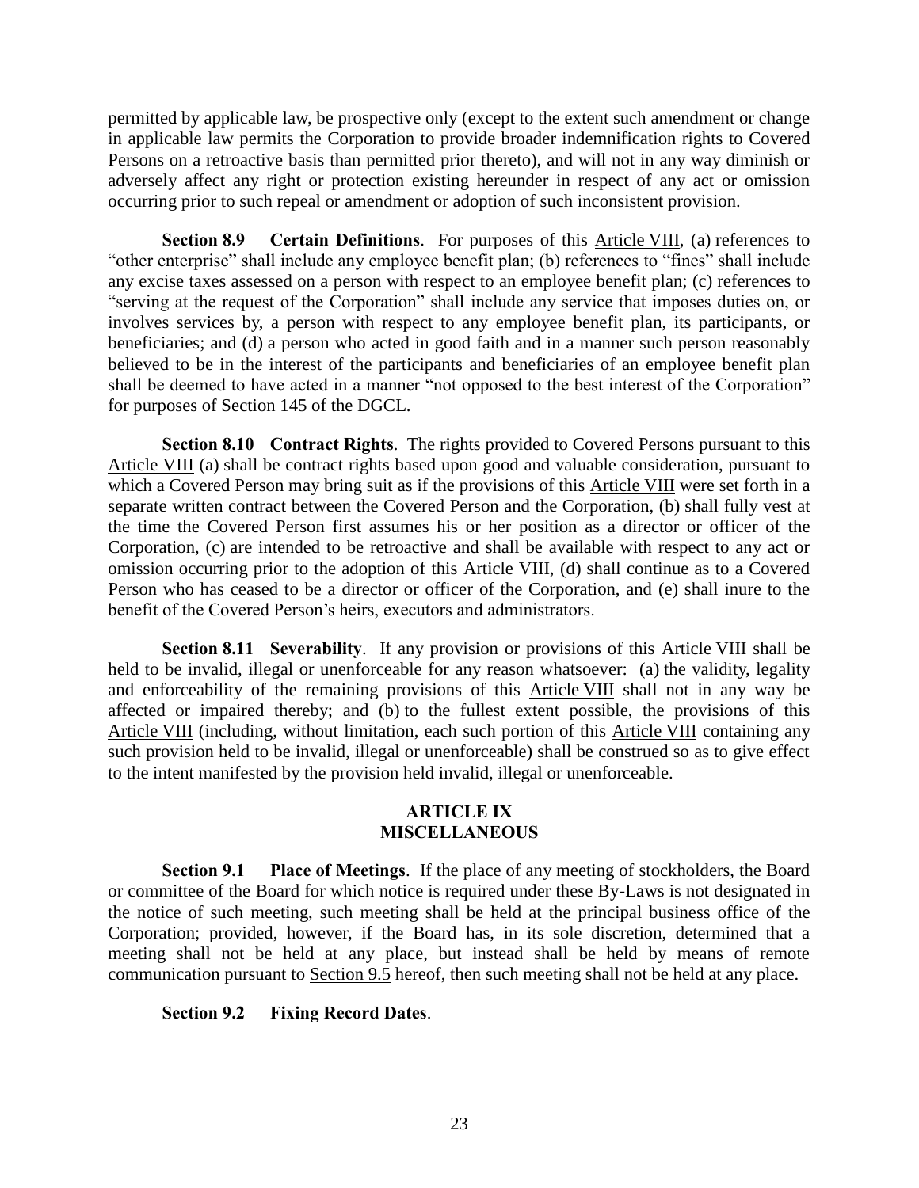permitted by applicable law, be prospective only (except to the extent such amendment or change in applicable law permits the Corporation to provide broader indemnification rights to Covered Persons on a retroactive basis than permitted prior thereto), and will not in any way diminish or adversely affect any right or protection existing hereunder in respect of any act or omission occurring prior to such repeal or amendment or adoption of such inconsistent provision.

**Section 8.9 Certain Definitions**. For purposes of this Article VIII, (a) references to "other enterprise" shall include any employee benefit plan; (b) references to "fines" shall include any excise taxes assessed on a person with respect to an employee benefit plan; (c) references to "serving at the request of the Corporation" shall include any service that imposes duties on, or involves services by, a person with respect to any employee benefit plan, its participants, or beneficiaries; and (d) a person who acted in good faith and in a manner such person reasonably believed to be in the interest of the participants and beneficiaries of an employee benefit plan shall be deemed to have acted in a manner "not opposed to the best interest of the Corporation" for purposes of Section 145 of the DGCL.

**Section 8.10 Contract Rights**. The rights provided to Covered Persons pursuant to this Article VIII (a) shall be contract rights based upon good and valuable consideration, pursuant to which a Covered Person may bring suit as if the provisions of this Article VIII were set forth in a separate written contract between the Covered Person and the Corporation, (b) shall fully vest at the time the Covered Person first assumes his or her position as a director or officer of the Corporation, (c) are intended to be retroactive and shall be available with respect to any act or omission occurring prior to the adoption of this Article VIII, (d) shall continue as to a Covered Person who has ceased to be a director or officer of the Corporation, and (e) shall inure to the benefit of the Covered Person's heirs, executors and administrators.

**Section 8.11 Severability**. If any provision or provisions of this Article VIII shall be held to be invalid, illegal or unenforceable for any reason whatsoever: (a) the validity, legality and enforceability of the remaining provisions of this Article VIII shall not in any way be affected or impaired thereby; and (b) to the fullest extent possible, the provisions of this Article VIII (including, without limitation, each such portion of this Article VIII containing any such provision held to be invalid, illegal or unenforceable) shall be construed so as to give effect to the intent manifested by the provision held invalid, illegal or unenforceable.

## ARTICLE IX
## MISCELLANEOUS

**Section 9.1 Place of Meetings**. If the place of any meeting of stockholders, the Board or committee of the Board for which notice is required under these By-Laws is not designated in the notice of such meeting, such meeting shall be held at the principal business office of the Corporation; provided, however, if the Board has, in its sole discretion, determined that a meeting shall not be held at any place, but instead shall be held by means of remote communication pursuant to Section 9.5 hereof, then such meeting shall not be held at any place.

**Section 9.2 Fixing Record Dates**.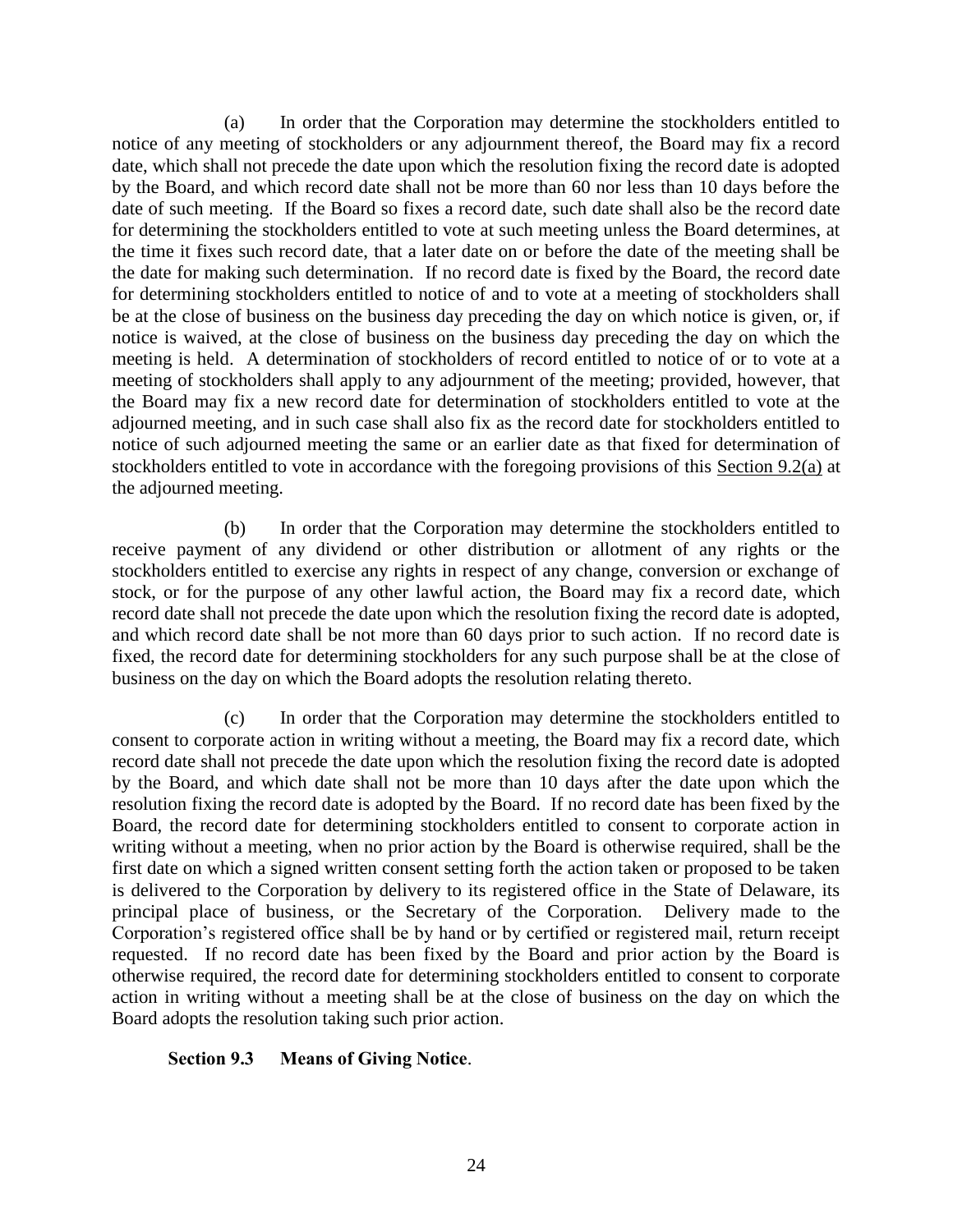(a) In order that the Corporation may determine the stockholders entitled to notice of any meeting of stockholders or any adjournment thereof, the Board may fix a record date, which shall not precede the date upon which the resolution fixing the record date is adopted by the Board, and which record date shall not be more than 60 nor less than 10 days before the date of such meeting. If the Board so fixes a record date, such date shall also be the record date for determining the stockholders entitled to vote at such meeting unless the Board determines, at the time it fixes such record date, that a later date on or before the date of the meeting shall be the date for making such determination. If no record date is fixed by the Board, the record date for determining stockholders entitled to notice of and to vote at a meeting of stockholders shall be at the close of business on the business day preceding the day on which notice is given, or, if notice is waived, at the close of business on the business day preceding the day on which the meeting is held. A determination of stockholders of record entitled to notice of or to vote at a meeting of stockholders shall apply to any adjournment of the meeting; provided, however, that the Board may fix a new record date for determination of stockholders entitled to vote at the adjourned meeting, and in such case shall also fix as the record date for stockholders entitled to notice of such adjourned meeting the same or an earlier date as that fixed for determination of stockholders entitled to vote in accordance with the foregoing provisions of this Section 9.2(a) at the adjourned meeting.

(b) In order that the Corporation may determine the stockholders entitled to receive payment of any dividend or other distribution or allotment of any rights or the stockholders entitled to exercise any rights in respect of any change, conversion or exchange of stock, or for the purpose of any other lawful action, the Board may fix a record date, which record date shall not precede the date upon which the resolution fixing the record date is adopted, and which record date shall be not more than 60 days prior to such action. If no record date is fixed, the record date for determining stockholders for any such purpose shall be at the close of business on the day on which the Board adopts the resolution relating thereto.

(c) In order that the Corporation may determine the stockholders entitled to consent to corporate action in writing without a meeting, the Board may fix a record date, which record date shall not precede the date upon which the resolution fixing the record date is adopted by the Board, and which date shall not be more than 10 days after the date upon which the resolution fixing the record date is adopted by the Board. If no record date has been fixed by the Board, the record date for determining stockholders entitled to consent to corporate action in writing without a meeting, when no prior action by the Board is otherwise required, shall be the first date on which a signed written consent setting forth the action taken or proposed to be taken is delivered to the Corporation by delivery to its registered office in the State of Delaware, its principal place of business, or the Secretary of the Corporation. Delivery made to the Corporation's registered office shall be by hand or by certified or registered mail, return receipt requested. If no record date has been fixed by the Board and prior action by the Board is otherwise required, the record date for determining stockholders entitled to consent to corporate action in writing without a meeting shall be at the close of business on the day on which the Board adopts the resolution taking such prior action.

**Section 9.3 Means of Giving Notice**.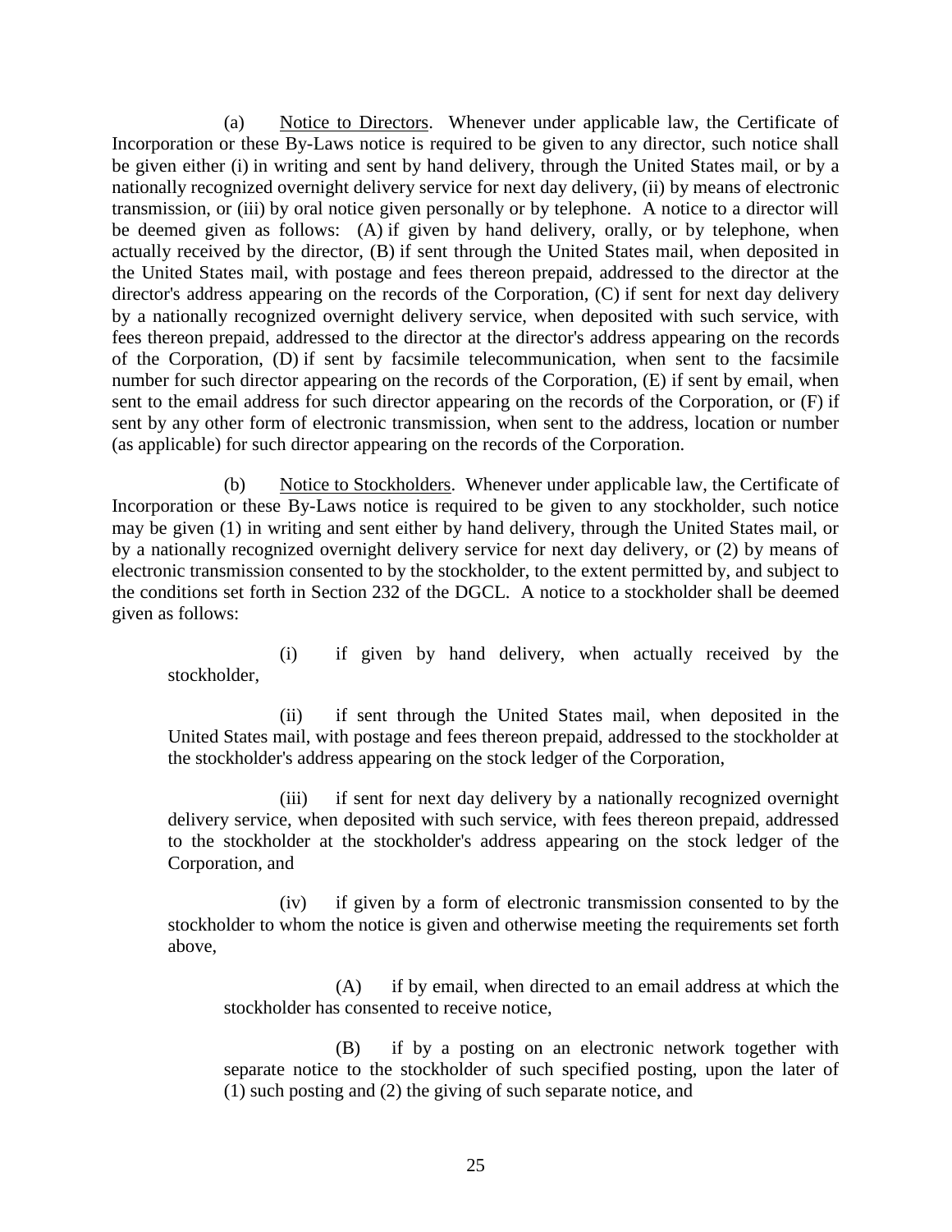(a) Notice to Directors. Whenever under applicable law, the Certificate of Incorporation or these By-Laws notice is required to be given to any director, such notice shall be given either (i) in writing and sent by hand delivery, through the United States mail, or by a nationally recognized overnight delivery service for next day delivery, (ii) by means of electronic transmission, or (iii) by oral notice given personally or by telephone. A notice to a director will be deemed given as follows: (A) if given by hand delivery, orally, or by telephone, when actually received by the director, (B) if sent through the United States mail, when deposited in the United States mail, with postage and fees thereon prepaid, addressed to the director at the director's address appearing on the records of the Corporation, (C) if sent for next day delivery by a nationally recognized overnight delivery service, when deposited with such service, with fees thereon prepaid, addressed to the director at the director's address appearing on the records of the Corporation, (D) if sent by facsimile telecommunication, when sent to the facsimile number for such director appearing on the records of the Corporation, (E) if sent by email, when sent to the email address for such director appearing on the records of the Corporation, or (F) if sent by any other form of electronic transmission, when sent to the address, location or number (as applicable) for such director appearing on the records of the Corporation.

(b) Notice to Stockholders. Whenever under applicable law, the Certificate of Incorporation or these By-Laws notice is required to be given to any stockholder, such notice may be given (1) in writing and sent either by hand delivery, through the United States mail, or by a nationally recognized overnight delivery service for next day delivery, or (2) by means of electronic transmission consented to by the stockholder, to the extent permitted by, and subject to the conditions set forth in Section 232 of the DGCL. A notice to a stockholder shall be deemed given as follows:

(i) if given by hand delivery, when actually received by the stockholder,

(ii) if sent through the United States mail, when deposited in the United States mail, with postage and fees thereon prepaid, addressed to the stockholder at the stockholder's address appearing on the stock ledger of the Corporation,

(iii) if sent for next day delivery by a nationally recognized overnight delivery service, when deposited with such service, with fees thereon prepaid, addressed to the stockholder at the stockholder's address appearing on the stock ledger of the Corporation, and

(iv) if given by a form of electronic transmission consented to by the stockholder to whom the notice is given and otherwise meeting the requirements set forth above,

(A) if by email, when directed to an email address at which the stockholder has consented to receive notice,

(B) if by a posting on an electronic network together with separate notice to the stockholder of such specified posting, upon the later of (1) such posting and (2) the giving of such separate notice, and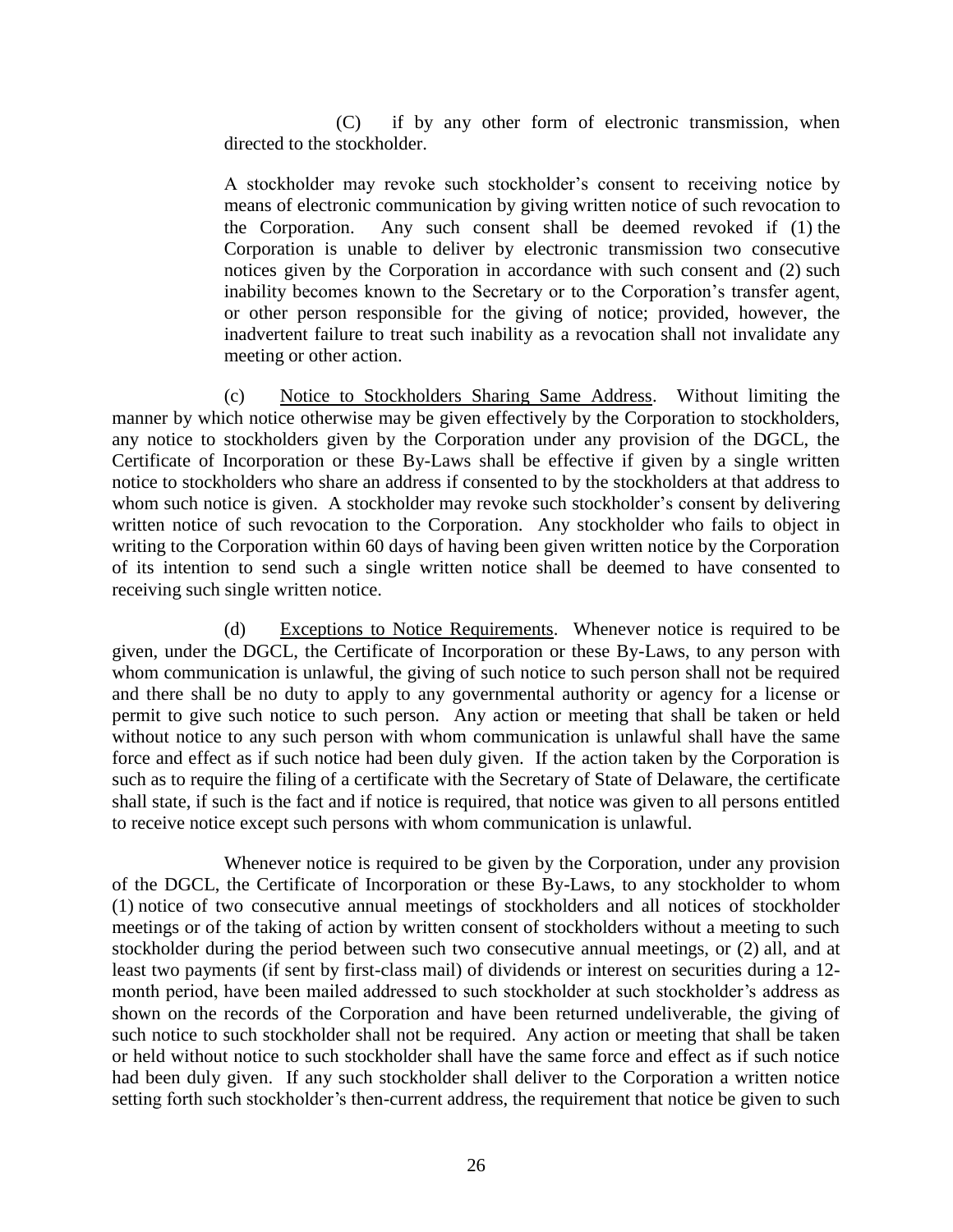(C) if by any other form of electronic transmission, when directed to the stockholder.

A stockholder may revoke such stockholder's consent to receiving notice by means of electronic communication by giving written notice of such revocation to the Corporation. Any such consent shall be deemed revoked if (1) the Corporation is unable to deliver by electronic transmission two consecutive notices given by the Corporation in accordance with such consent and (2) such inability becomes known to the Secretary or to the Corporation's transfer agent, or other person responsible for the giving of notice; provided, however, the inadvertent failure to treat such inability as a revocation shall not invalidate any meeting or other action.

(c) Notice to Stockholders Sharing Same Address. Without limiting the manner by which notice otherwise may be given effectively by the Corporation to stockholders, any notice to stockholders given by the Corporation under any provision of the DGCL, the Certificate of Incorporation or these By-Laws shall be effective if given by a single written notice to stockholders who share an address if consented to by the stockholders at that address to whom such notice is given. A stockholder may revoke such stockholder's consent by delivering written notice of such revocation to the Corporation. Any stockholder who fails to object in writing to the Corporation within 60 days of having been given written notice by the Corporation of its intention to send such a single written notice shall be deemed to have consented to receiving such single written notice.

(d) Exceptions to Notice Requirements. Whenever notice is required to be given, under the DGCL, the Certificate of Incorporation or these By-Laws, to any person with whom communication is unlawful, the giving of such notice to such person shall not be required and there shall be no duty to apply to any governmental authority or agency for a license or permit to give such notice to such person. Any action or meeting that shall be taken or held without notice to any such person with whom communication is unlawful shall have the same force and effect as if such notice had been duly given. If the action taken by the Corporation is such as to require the filing of a certificate with the Secretary of State of Delaware, the certificate shall state, if such is the fact and if notice is required, that notice was given to all persons entitled to receive notice except such persons with whom communication is unlawful.

Whenever notice is required to be given by the Corporation, under any provision of the DGCL, the Certificate of Incorporation or these By-Laws, to any stockholder to whom (1) notice of two consecutive annual meetings of stockholders and all notices of stockholder meetings or of the taking of action by written consent of stockholders without a meeting to such stockholder during the period between such two consecutive annual meetings, or (2) all, and at least two payments (if sent by first-class mail) of dividends or interest on securities during a 12-month period, have been mailed addressed to such stockholder at such stockholder's address as shown on the records of the Corporation and have been returned undeliverable, the giving of such notice to such stockholder shall not be required. Any action or meeting that shall be taken or held without notice to such stockholder shall have the same force and effect as if such notice had been duly given. If any such stockholder shall deliver to the Corporation a written notice setting forth such stockholder's then-current address, the requirement that notice be given to such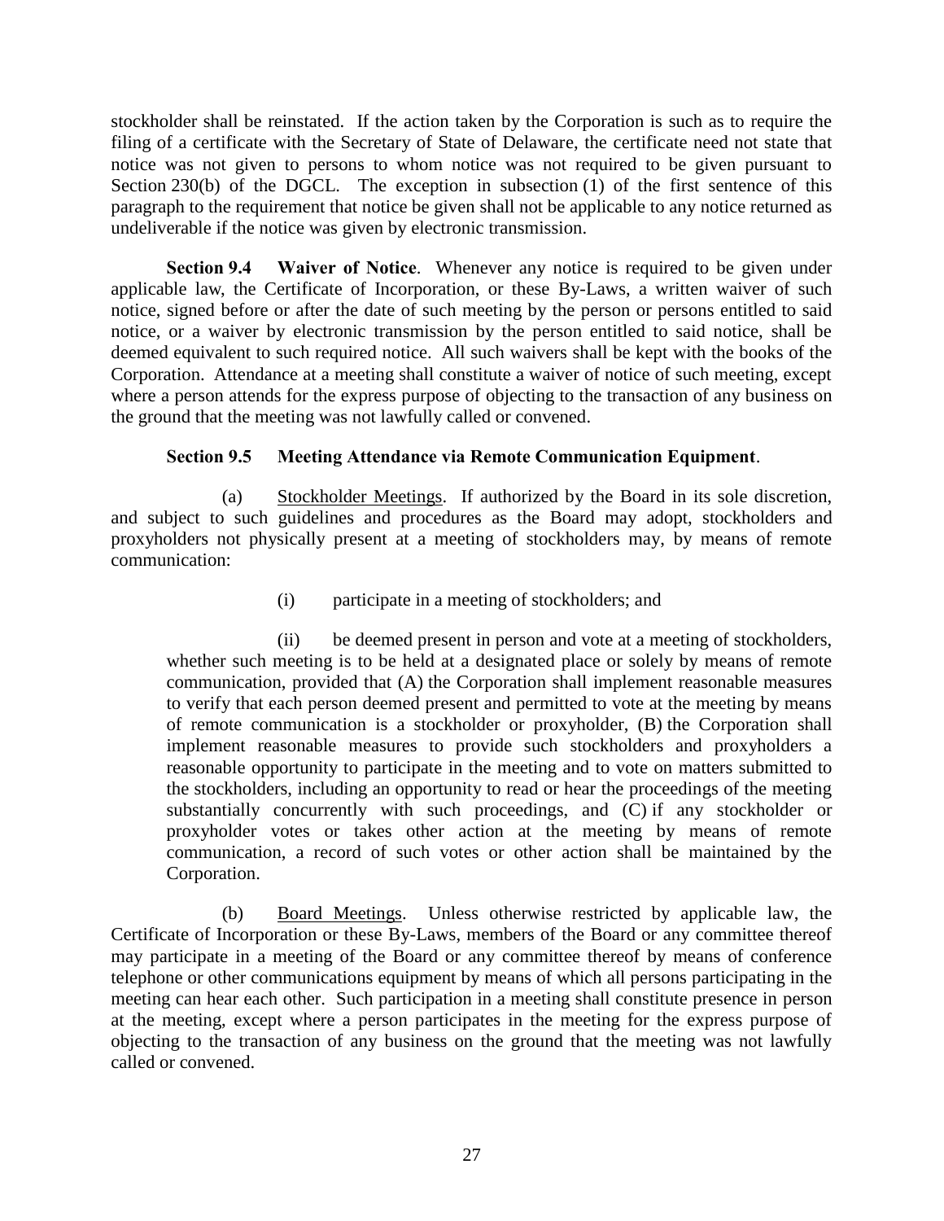stockholder shall be reinstated. If the action taken by the Corporation is such as to require the filing of a certificate with the Secretary of State of Delaware, the certificate need not state that notice was not given to persons to whom notice was not required to be given pursuant to Section 230(b) of the DGCL. The exception in subsection (1) of the first sentence of this paragraph to the requirement that notice be given shall not be applicable to any notice returned as undeliverable if the notice was given by electronic transmission.

**Section 9.4 Waiver of Notice**. Whenever any notice is required to be given under applicable law, the Certificate of Incorporation, or these By-Laws, a written waiver of such notice, signed before or after the date of such meeting by the person or persons entitled to said notice, or a waiver by electronic transmission by the person entitled to said notice, shall be deemed equivalent to such required notice. All such waivers shall be kept with the books of the Corporation. Attendance at a meeting shall constitute a waiver of notice of such meeting, except where a person attends for the express purpose of objecting to the transaction of any business on the ground that the meeting was not lawfully called or convened.

**Section 9.5 Meeting Attendance via Remote Communication Equipment**.

(a) Stockholder Meetings. If authorized by the Board in its sole discretion, and subject to such guidelines and procedures as the Board may adopt, stockholders and proxyholders not physically present at a meeting of stockholders may, by means of remote communication:

(i) participate in a meeting of stockholders; and

(ii) be deemed present in person and vote at a meeting of stockholders, whether such meeting is to be held at a designated place or solely by means of remote communication, provided that (A) the Corporation shall implement reasonable measures to verify that each person deemed present and permitted to vote at the meeting by means of remote communication is a stockholder or proxyholder, (B) the Corporation shall implement reasonable measures to provide such stockholders and proxyholders a reasonable opportunity to participate in the meeting and to vote on matters submitted to the stockholders, including an opportunity to read or hear the proceedings of the meeting substantially concurrently with such proceedings, and (C) if any stockholder or proxyholder votes or takes other action at the meeting by means of remote communication, a record of such votes or other action shall be maintained by the Corporation.

(b) Board Meetings. Unless otherwise restricted by applicable law, the Certificate of Incorporation or these By-Laws, members of the Board or any committee thereof may participate in a meeting of the Board or any committee thereof by means of conference telephone or other communications equipment by means of which all persons participating in the meeting can hear each other. Such participation in a meeting shall constitute presence in person at the meeting, except where a person participates in the meeting for the express purpose of objecting to the transaction of any business on the ground that the meeting was not lawfully called or convened.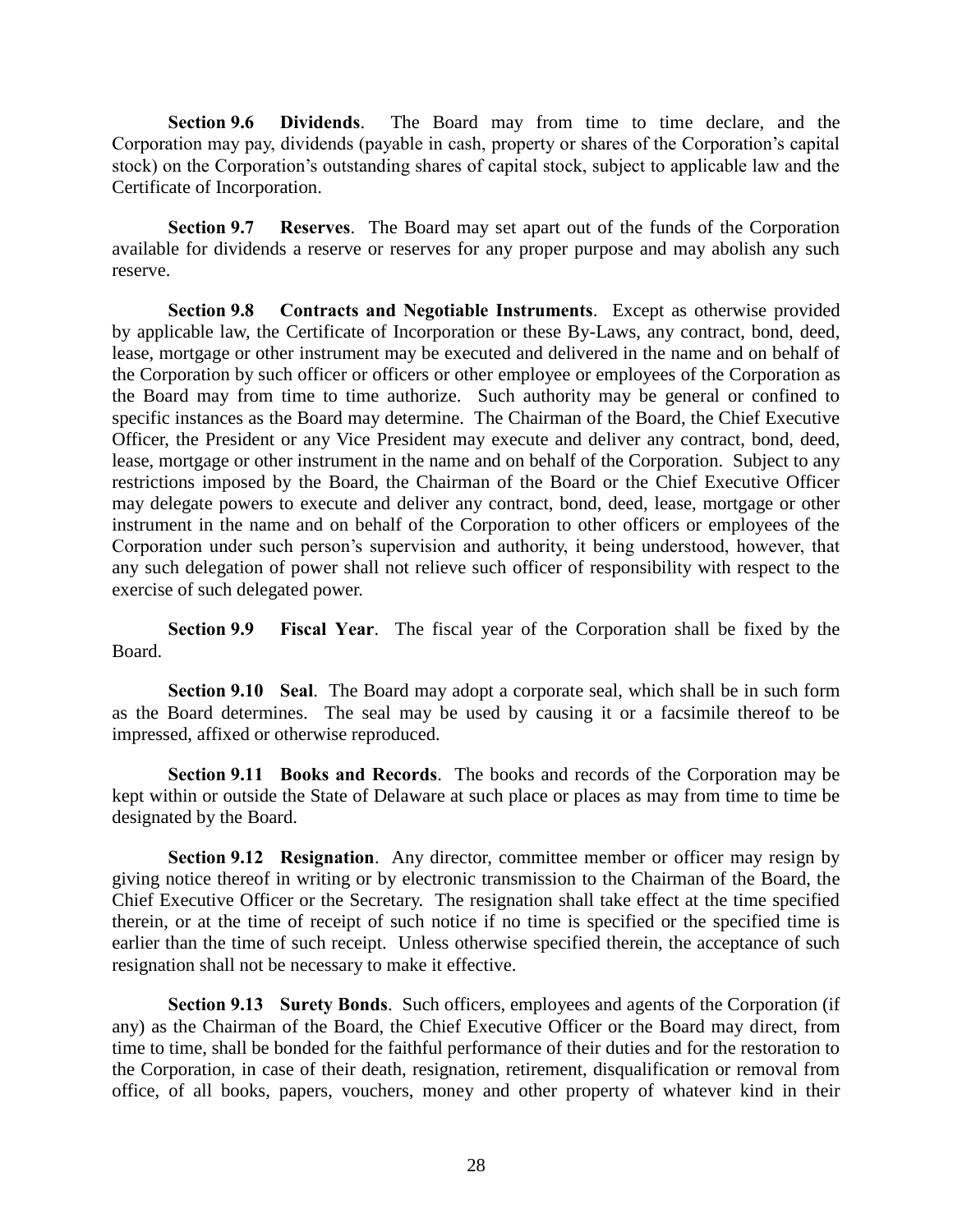**Section 9.6 Dividends**. The Board may from time to time declare, and the Corporation may pay, dividends (payable in cash, property or shares of the Corporation's capital stock) on the Corporation's outstanding shares of capital stock, subject to applicable law and the Certificate of Incorporation.

**Section 9.7 Reserves**. The Board may set apart out of the funds of the Corporation available for dividends a reserve or reserves for any proper purpose and may abolish any such reserve.

**Section 9.8 Contracts and Negotiable Instruments**. Except as otherwise provided by applicable law, the Certificate of Incorporation or these By-Laws, any contract, bond, deed, lease, mortgage or other instrument may be executed and delivered in the name and on behalf of the Corporation by such officer or officers or other employee or employees of the Corporation as the Board may from time to time authorize. Such authority may be general or confined to specific instances as the Board may determine. The Chairman of the Board, the Chief Executive Officer, the President or any Vice President may execute and deliver any contract, bond, deed, lease, mortgage or other instrument in the name and on behalf of the Corporation. Subject to any restrictions imposed by the Board, the Chairman of the Board or the Chief Executive Officer may delegate powers to execute and deliver any contract, bond, deed, lease, mortgage or other instrument in the name and on behalf of the Corporation to other officers or employees of the Corporation under such person's supervision and authority, it being understood, however, that any such delegation of power shall not relieve such officer of responsibility with respect to the exercise of such delegated power.

**Section 9.9 Fiscal Year**. The fiscal year of the Corporation shall be fixed by the Board.

**Section 9.10 Seal**. The Board may adopt a corporate seal, which shall be in such form as the Board determines. The seal may be used by causing it or a facsimile thereof to be impressed, affixed or otherwise reproduced.

**Section 9.11 Books and Records**. The books and records of the Corporation may be kept within or outside the State of Delaware at such place or places as may from time to time be designated by the Board.

**Section 9.12 Resignation**. Any director, committee member or officer may resign by giving notice thereof in writing or by electronic transmission to the Chairman of the Board, the Chief Executive Officer or the Secretary. The resignation shall take effect at the time specified therein, or at the time of receipt of such notice if no time is specified or the specified time is earlier than the time of such receipt. Unless otherwise specified therein, the acceptance of such resignation shall not be necessary to make it effective.

**Section 9.13 Surety Bonds**. Such officers, employees and agents of the Corporation (if any) as the Chairman of the Board, the Chief Executive Officer or the Board may direct, from time to time, shall be bonded for the faithful performance of their duties and for the restoration to the Corporation, in case of their death, resignation, retirement, disqualification or removal from office, of all books, papers, vouchers, money and other property of whatever kind in their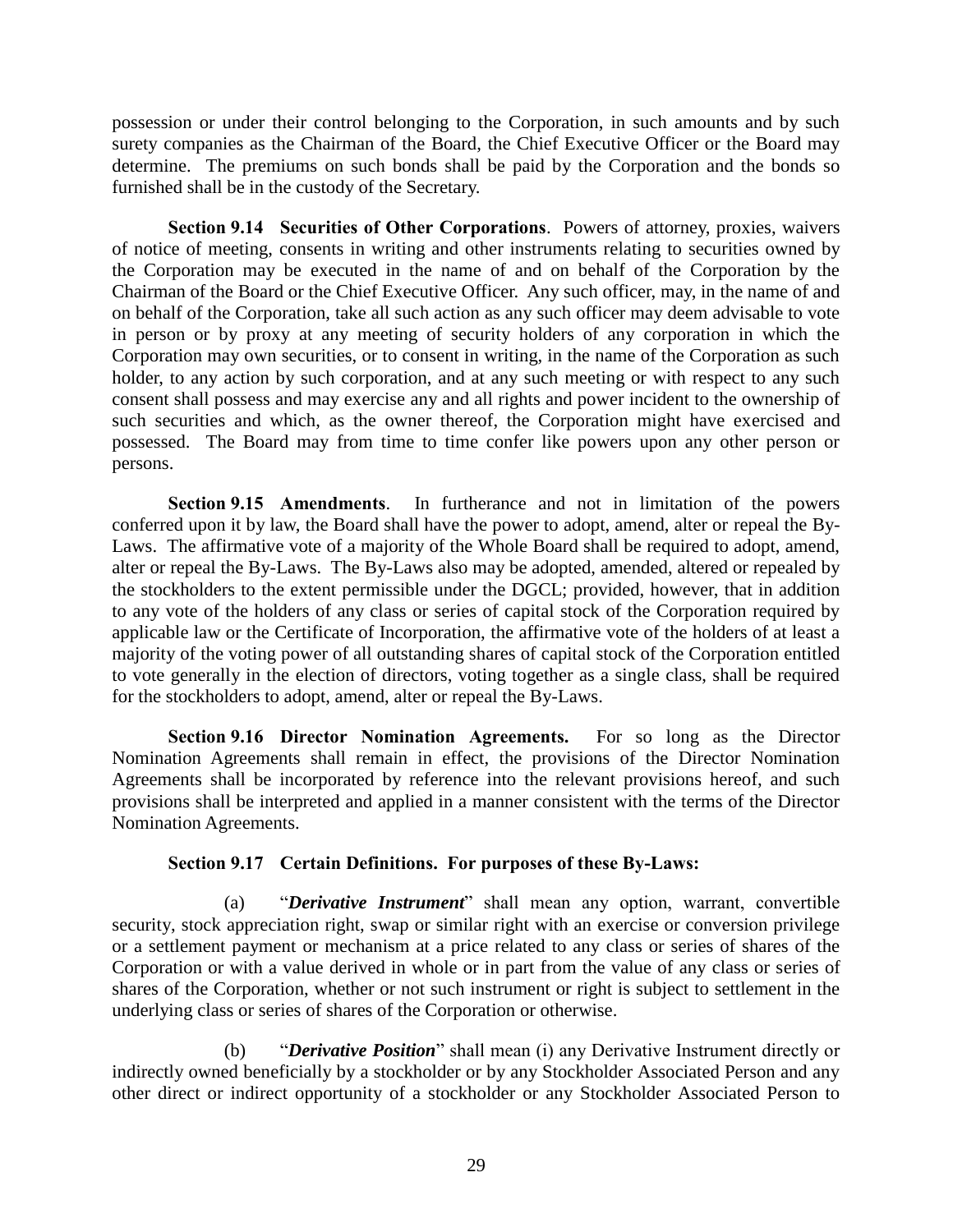possession or under their control belonging to the Corporation, in such amounts and by such surety companies as the Chairman of the Board, the Chief Executive Officer or the Board may determine. The premiums on such bonds shall be paid by the Corporation and the bonds so furnished shall be in the custody of the Secretary.

**Section 9.14 Securities of Other Corporations**. Powers of attorney, proxies, waivers of notice of meeting, consents in writing and other instruments relating to securities owned by the Corporation may be executed in the name of and on behalf of the Corporation by the Chairman of the Board or the Chief Executive Officer. Any such officer, may, in the name of and on behalf of the Corporation, take all such action as any such officer may deem advisable to vote in person or by proxy at any meeting of security holders of any corporation in which the Corporation may own securities, or to consent in writing, in the name of the Corporation as such holder, to any action by such corporation, and at any such meeting or with respect to any such consent shall possess and may exercise any and all rights and power incident to the ownership of such securities and which, as the owner thereof, the Corporation might have exercised and possessed. The Board may from time to time confer like powers upon any other person or persons.

**Section 9.15 Amendments**. In furtherance and not in limitation of the powers conferred upon it by law, the Board shall have the power to adopt, amend, alter or repeal the By-Laws. The affirmative vote of a majority of the Whole Board shall be required to adopt, amend, alter or repeal the By-Laws. The By-Laws also may be adopted, amended, altered or repealed by the stockholders to the extent permissible under the DGCL; provided, however, that in addition to any vote of the holders of any class or series of capital stock of the Corporation required by applicable law or the Certificate of Incorporation, the affirmative vote of the holders of at least a majority of the voting power of all outstanding shares of capital stock of the Corporation entitled to vote generally in the election of directors, voting together as a single class, shall be required for the stockholders to adopt, amend, alter or repeal the By-Laws.

**Section 9.16 Director Nomination Agreements.** For so long as the Director Nomination Agreements shall remain in effect, the provisions of the Director Nomination Agreements shall be incorporated by reference into the relevant provisions hereof, and such provisions shall be interpreted and applied in a manner consistent with the terms of the Director Nomination Agreements.

**Section 9.17 Certain Definitions. For purposes of these By-Laws:**

(a) "***Derivative Instrument***" shall mean any option, warrant, convertible security, stock appreciation right, swap or similar right with an exercise or conversion privilege or a settlement payment or mechanism at a price related to any class or series of shares of the Corporation or with a value derived in whole or in part from the value of any class or series of shares of the Corporation, whether or not such instrument or right is subject to settlement in the underlying class or series of shares of the Corporation or otherwise.

(b) "***Derivative Position***" shall mean (i) any Derivative Instrument directly or indirectly owned beneficially by a stockholder or by any Stockholder Associated Person and any other direct or indirect opportunity of a stockholder or any Stockholder Associated Person to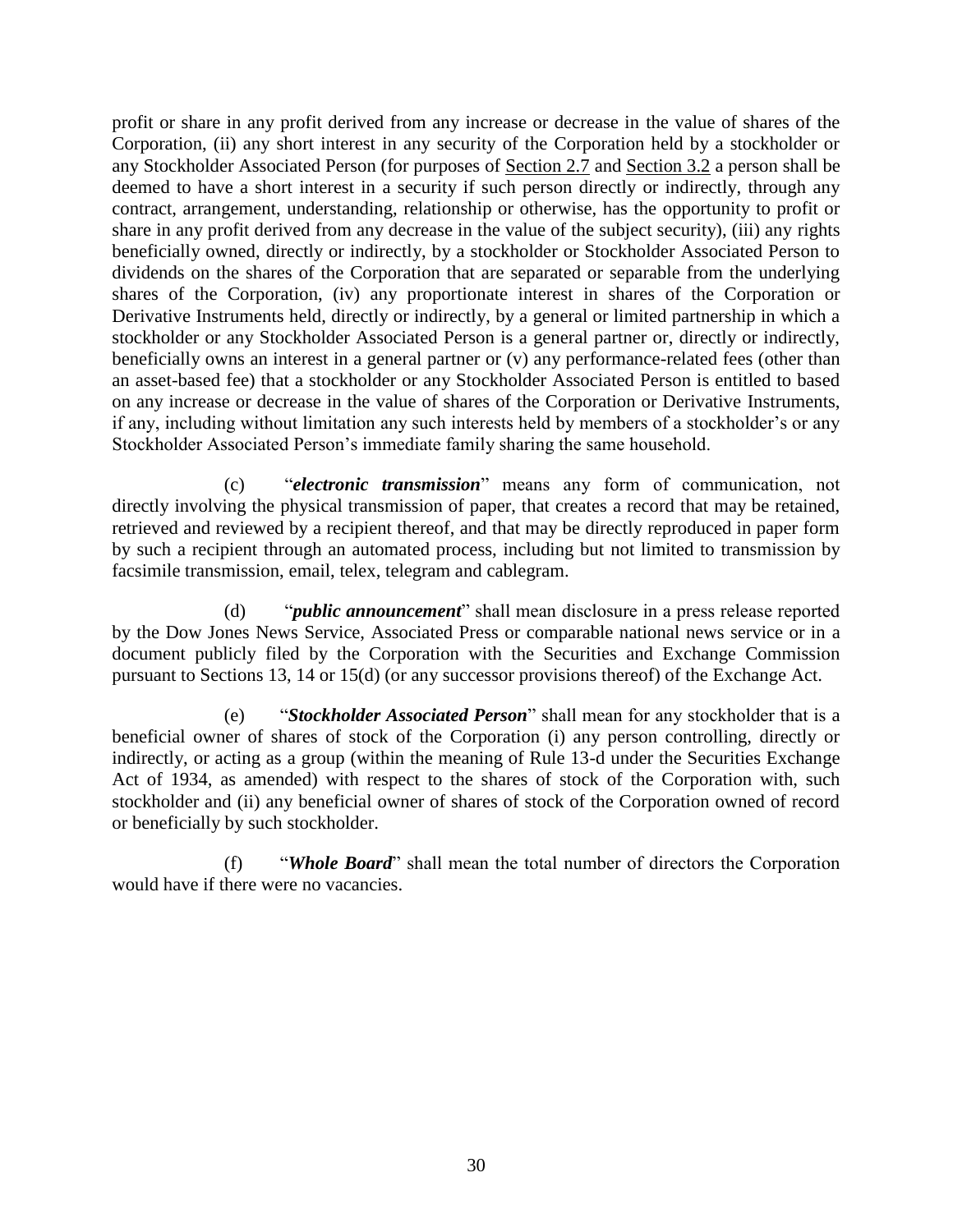profit or share in any profit derived from any increase or decrease in the value of shares of the Corporation, (ii) any short interest in any security of the Corporation held by a stockholder or any Stockholder Associated Person (for purposes of Section 2.7 and Section 3.2 a person shall be deemed to have a short interest in a security if such person directly or indirectly, through any contract, arrangement, understanding, relationship or otherwise, has the opportunity to profit or share in any profit derived from any decrease in the value of the subject security), (iii) any rights beneficially owned, directly or indirectly, by a stockholder or Stockholder Associated Person to dividends on the shares of the Corporation that are separated or separable from the underlying shares of the Corporation, (iv) any proportionate interest in shares of the Corporation or Derivative Instruments held, directly or indirectly, by a general or limited partnership in which a stockholder or any Stockholder Associated Person is a general partner or, directly or indirectly, beneficially owns an interest in a general partner or (v) any performance-related fees (other than an asset-based fee) that a stockholder or any Stockholder Associated Person is entitled to based on any increase or decrease in the value of shares of the Corporation or Derivative Instruments, if any, including without limitation any such interests held by members of a stockholder's or any Stockholder Associated Person's immediate family sharing the same household.

(c) "***electronic transmission***" means any form of communication, not directly involving the physical transmission of paper, that creates a record that may be retained, retrieved and reviewed by a recipient thereof, and that may be directly reproduced in paper form by such a recipient through an automated process, including but not limited to transmission by facsimile transmission, email, telex, telegram and cablegram.

(d) "***public announcement***" shall mean disclosure in a press release reported by the Dow Jones News Service, Associated Press or comparable national news service or in a document publicly filed by the Corporation with the Securities and Exchange Commission pursuant to Sections 13, 14 or 15(d) (or any successor provisions thereof) of the Exchange Act.

(e) "***Stockholder Associated Person***" shall mean for any stockholder that is a beneficial owner of shares of stock of the Corporation (i) any person controlling, directly or indirectly, or acting as a group (within the meaning of Rule 13-d under the Securities Exchange Act of 1934, as amended) with respect to the shares of stock of the Corporation with, such stockholder and (ii) any beneficial owner of shares of stock of the Corporation owned of record or beneficially by such stockholder.

(f) "***Whole Board***" shall mean the total number of directors the Corporation would have if there were no vacancies.